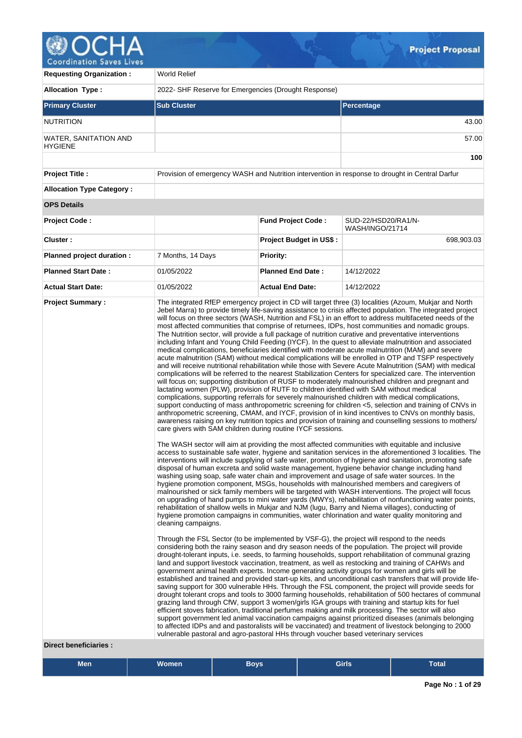**Project Proposal**

| | |
|---|---|
| **Requesting Organization :** | World Relief |
| **Allocation Type :** | 2022- SHF Reserve for Emergencies (Drought Response) |

| **Primary Cluster** | **Sub Cluster** | **Percentage** |
|---|---|---|
| NUTRITION | | 43.00 |
| WATER, SANITATION AND HYGIENE | | 57.00 |
| | | **100** |

| | | | |
|---|---|---|---|
| **Project Title :** | Provision of emergency WASH and Nutrition intervention in response to drought in Central Darfur | | |
| **Allocation Type Category :** | | | |
| **OPS Details** | | | |
| **Project Code :** | | **Fund Project Code :** | SUD-22/HSD20/RA1/N-WASH/INGO/21714 |
| **Cluster :** | | **Project Budget in US$ :** | 698,903.03 |
| **Planned project duration :** | 7 Months, 14 Days | **Priority:** | |
| **Planned Start Date :** | 01/05/2022 | **Planned End Date :** | 14/12/2022 |
| **Actual Start Date:** | 01/05/2022 | **Actual End Date:** | 14/12/2022 |

**Project Summary :**

The integrated RfEP emergency project in CD will target three (3) localities (Azoum, Mukjar and North Jebel Marra) to provide timely life-saving assistance to crisis affected population. The integrated project will focus on three sectors (WASH, Nutrition and FSL) in an effort to address multifaceted needs of the most affected communities that comprise of returnees, IDPs, host communities and nomadic groups. The Nutrition sector, will provide a full package of nutrition curative and preventative interventions including Infant and Young Child Feeding (IYCF). In the quest to alleviate malnutrition and associated medical complications, beneficiaries identified with moderate acute malnutrition (MAM) and severe acute malnutrition (SAM) without medical complications will be enrolled in OTP and TSFP respectively and will receive nutritional rehabilitation while those with Severe Acute Malnutrition (SAM) with medical complications will be referred to the nearest Stabilization Centers for specialized care. The intervention will focus on; supporting distribution of RUSF to moderately malnourished children and pregnant and lactating women (PLW), provision of RUTF to children identified with SAM without medical complications, supporting referrals for severely malnourished children with medical complications, support conducting of mass anthropometric screening for children <5, selection and training of CNVs in anthropometric screening, CMAM, and IYCF, provision of in kind incentives to CNVs on monthly basis, awareness raising on key nutrition topics and provision of training and counselling sessions to mothers/ care givers with SAM children during routine IYCF sessions.

The WASH sector will aim at providing the most affected communities with equitable and inclusive access to sustainable safe water, hygiene and sanitation services in the aforementioned 3 localities. The interventions will include supplying of safe water, promotion of hygiene and sanitation, promoting safe disposal of human excreta and solid waste management, hygiene behavior change including hand washing using soap, safe water chain and improvement and usage of safe water sources. In the hygiene promotion component, MSGs, households with malnourished members and caregivers of malnourished or sick family members will be targeted with WASH interventions. The project will focus on upgrading of hand pumps to mini water yards (MWYs), rehabilitation of nonfunctioning water points, rehabilitation of shallow wells in Mukjar and NJM (lugu, Barry and Niema villages), conducting of hygiene promotion campaigns in communities, water chlorination and water quality monitoring and cleaning campaigns.

Through the FSL Sector (to be implemented by VSF-G), the project will respond to the needs considering both the rainy season and dry season needs of the population. The project will provide drought-tolerant inputs, i.e. seeds, to farming households, support rehabilitation of communal grazing land and support livestock vaccination, treatment, as well as restocking and training of CAHWs and government animal health experts. Income generating activity groups for women and girls will be established and trained and provided start-up kits, and unconditional cash transfers that will provide life-saving support for 300 vulnerable HHs. Through the FSL component, the project will provide seeds for drought tolerant crops and tools to 3000 farming households, rehabilitation of 500 hectares of communal grazing land through CfW, support 3 women/girls IGA groups with training and startup kits for fuel efficient stoves fabrication, traditional perfumes making and milk processing. The sector will also support government led animal vaccination campaigns against prioritized diseases (animals belonging to affected IDPs and and pastoralists will be vaccinated) and treatment of livestock belonging to 2000 vulnerable pastoral and agro-pastoral HHs through voucher based veterinary services

**Direct beneficiaries :**

| Men | Women | Boys | Girls | Total |
|---|---|---|---|---|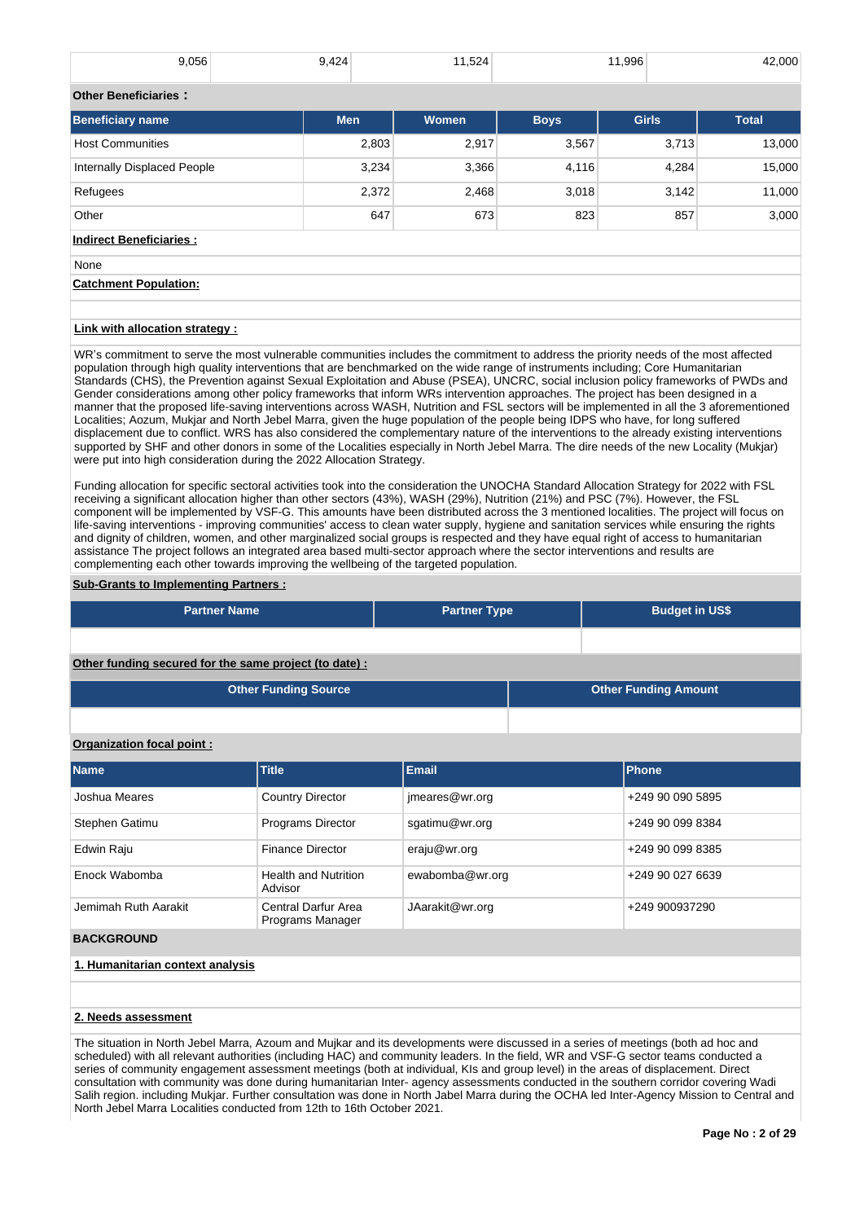| 9,056 | 9,424 | 11,524 | 11,996 | 42,000 |
|---|---|---|---|---|

**Other Beneficiaries :**

| Beneficiary name | Men | Women | Boys | Girls | Total |
|---|---|---|---|---|---|
| Host Communities | 2,803 | 2,917 | 3,567 | 3,713 | 13,000 |
| Internally Displaced People | 3,234 | 3,366 | 4,116 | 4,284 | 15,000 |
| Refugees | 2,372 | 2,468 | 3,018 | 3,142 | 11,000 |
| Other | 647 | 673 | 823 | 857 | 3,000 |

**Indirect Beneficiaries :**

None

**Catchment Population:**

**Link with allocation strategy :**

WR's commitment to serve the most vulnerable communities includes the commitment to address the priority needs of the most affected population through high quality interventions that are benchmarked on the wide range of instruments including; Core Humanitarian Standards (CHS), the Prevention against Sexual Exploitation and Abuse (PSEA), UNCRC, social inclusion policy frameworks of PWDs and Gender considerations among other policy frameworks that inform WRs intervention approaches. The project has been designed in a manner that the proposed life-saving interventions across WASH, Nutrition and FSL sectors will be implemented in all the 3 aforementioned Localities; Aozum, Mukjar and North Jebel Marra, given the huge population of the people being IDPS who have, for long suffered displacement due to conflict. WRS has also considered the complementary nature of the interventions to the already existing interventions supported by SHF and other donors in some of the Localities especially in North Jebel Marra. The dire needs of the new Locality (Mukjar) were put into high consideration during the 2022 Allocation Strategy.

Funding allocation for specific sectoral activities took into the consideration the UNOCHA Standard Allocation Strategy for 2022 with FSL receiving a significant allocation higher than other sectors (43%), WASH (29%), Nutrition (21%) and PSC (7%). However, the FSL component will be implemented by VSF-G. This amounts have been distributed across the 3 mentioned localities. The project will focus on life-saving interventions - improving communities' access to clean water supply, hygiene and sanitation services while ensuring the rights and dignity of children, women, and other marginalized social groups is respected and they have equal right of access to humanitarian assistance The project follows an integrated area based multi-sector approach where the sector interventions and results are complementing each other towards improving the wellbeing of the targeted population.

**Sub-Grants to Implementing Partners :**

| Partner Name | Partner Type | Budget in US$ |
|---|---|---|
| | | |

**Other funding secured for the same project (to date) :**

| Other Funding Source | Other Funding Amount |
|---|---|
| | |

**Organization focal point :**

| Name | Title | Email | Phone |
|---|---|---|---|
| Joshua Meares | Country Director | jmeares@wr.org | +249 90 090 5895 |
| Stephen Gatimu | Programs Director | sgatimu@wr.org | +249 90 099 8384 |
| Edwin Raju | Finance Director | eraju@wr.org | +249 90 099 8385 |
| Enock Wabomba | Health and Nutrition Advisor | ewabomba@wr.org | +249 90 027 6639 |
| Jemimah Ruth Aarakit | Central Darfur Area Programs Manager | JAarakit@wr.org | +249 900937290 |

## BACKGROUND

**1. Humanitarian context analysis**

**2. Needs assessment**

The situation in North Jebel Marra, Azoum and Mujkar and its developments were discussed in a series of meetings (both ad hoc and scheduled) with all relevant authorities (including HAC) and community leaders. In the field, WR and VSF-G sector teams conducted a series of community engagement assessment meetings (both at individual, KIs and group level) in the areas of displacement. Direct consultation with community was done during humanitarian Inter- agency assessments conducted in the southern corridor covering Wadi Salih region. including Mukjar. Further consultation was done in North Jabel Marra during the OCHA led Inter-Agency Mission to Central and North Jebel Marra Localities conducted from 12th to 16th October 2021.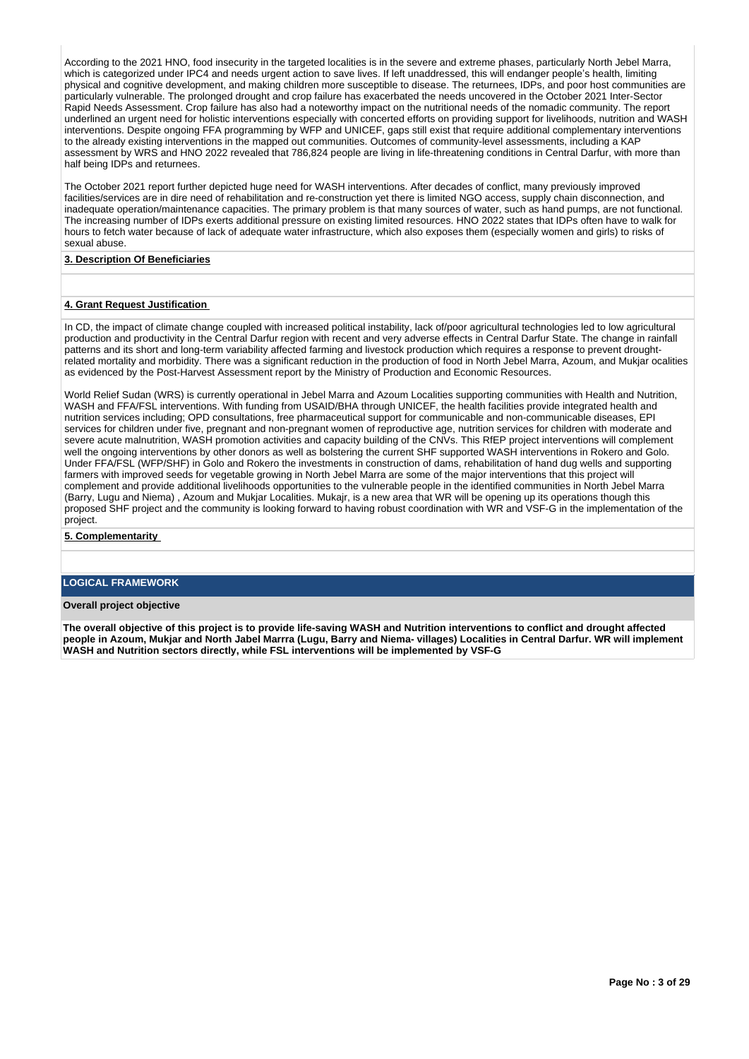According to the 2021 HNO, food insecurity in the targeted localities is in the severe and extreme phases, particularly North Jebel Marra, which is categorized under IPC4 and needs urgent action to save lives. If left unaddressed, this will endanger people's health, limiting physical and cognitive development, and making children more susceptible to disease. The returnees, IDPs, and poor host communities are particularly vulnerable. The prolonged drought and crop failure has exacerbated the needs uncovered in the October 2021 Inter-Sector Rapid Needs Assessment. Crop failure has also had a noteworthy impact on the nutritional needs of the nomadic community. The report underlined an urgent need for holistic interventions especially with concerted efforts on providing support for livelihoods, nutrition and WASH interventions. Despite ongoing FFA programming by WFP and UNICEF, gaps still exist that require additional complementary interventions to the already existing interventions in the mapped out communities. Outcomes of community-level assessments, including a KAP assessment by WRS and HNO 2022 revealed that 786,824 people are living in life-threatening conditions in Central Darfur, with more than half being IDPs and returnees.

The October 2021 report further depicted huge need for WASH interventions. After decades of conflict, many previously improved facilities/services are in dire need of rehabilitation and re-construction yet there is limited NGO access, supply chain disconnection, and inadequate operation/maintenance capacities. The primary problem is that many sources of water, such as hand pumps, are not functional. The increasing number of IDPs exerts additional pressure on existing limited resources. HNO 2022 states that IDPs often have to walk for hours to fetch water because of lack of adequate water infrastructure, which also exposes them (especially women and girls) to risks of sexual abuse.

**3. Description Of Beneficiaries**

**4. Grant Request Justification**

In CD, the impact of climate change coupled with increased political instability, lack of/poor agricultural technologies led to low agricultural production and productivity in the Central Darfur region with recent and very adverse effects in Central Darfur State. The change in rainfall patterns and its short and long-term variability affected farming and livestock production which requires a response to prevent drought-related mortality and morbidity. There was a significant reduction in the production of food in North Jebel Marra, Azoum, and Mukjar ocalities as evidenced by the Post-Harvest Assessment report by the Ministry of Production and Economic Resources.

World Relief Sudan (WRS) is currently operational in Jebel Marra and Azoum Localities supporting communities with Health and Nutrition, WASH and FFA/FSL interventions. With funding from USAID/BHA through UNICEF, the health facilities provide integrated health and nutrition services including; OPD consultations, free pharmaceutical support for communicable and non-communicable diseases, EPI services for children under five, pregnant and non-pregnant women of reproductive age, nutrition services for children with moderate and severe acute malnutrition, WASH promotion activities and capacity building of the CNVs. This RfEP project interventions will complement well the ongoing interventions by other donors as well as bolstering the current SHF supported WASH interventions in Rokero and Golo. Under FFA/FSL (WFP/SHF) in Golo and Rokero the investments in construction of dams, rehabilitation of hand dug wells and supporting farmers with improved seeds for vegetable growing in North Jebel Marra are some of the major interventions that this project will complement and provide additional livelihoods opportunities to the vulnerable people in the identified communities in North Jebel Marra (Barry, Lugu and Niema) , Azoum and Mukjar Localities. Mukajr, is a new area that WR will be opening up its operations though this proposed SHF project and the community is looking forward to having robust coordination with WR and VSF-G in the implementation of the project.

**5. Complementarity**

## LOGICAL FRAMEWORK

**Overall project objective**

**The overall objective of this project is to provide life-saving WASH and Nutrition interventions to conflict and drought affected people in Azoum, Mukjar and North Jabel Marrra (Lugu, Barry and Niema- villages) Localities in Central Darfur. WR will implement WASH and Nutrition sectors directly, while FSL interventions will be implemented by VSF-G**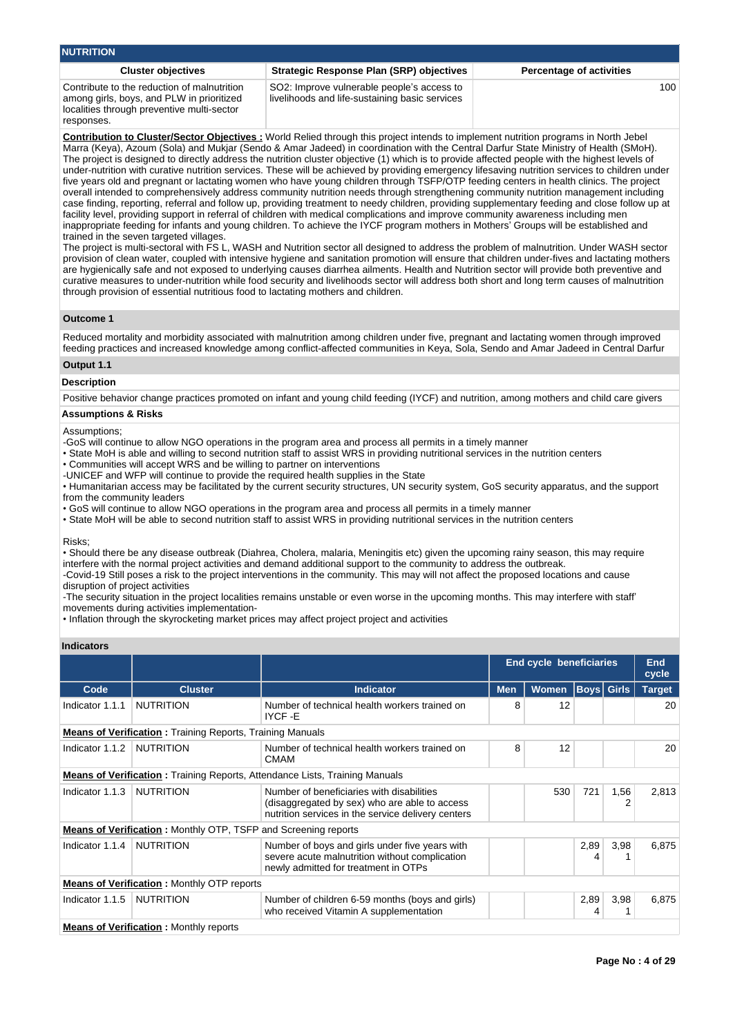## NUTRITION

| Cluster objectives | Strategic Response Plan (SRP) objectives | Percentage of activities |
|---|---|---|
| Contribute to the reduction of malnutrition among girls, boys, and PLW in prioritized localities through preventive multi-sector responses. | SO2: Improve vulnerable people's access to livelihoods and life-saving basic services | 100 |

**Contribution to Cluster/Sector Objectives :** World Relied through this project intends to implement nutrition programs in North Jebel Marra (Keya), Azoum (Sola) and Mukjar (Sendo & Amar Jadeed) in coordination with the Central Darfur State Ministry of Health (SMoH). The project is designed to directly address the nutrition cluster objective (1) which is to provide affected people with the highest levels of under-nutrition with curative nutrition services. These will be achieved by providing emergency lifesaving nutrition services to children under five years old and pregnant or lactating women who have young children through TSFP/OTP feeding centers in health clinics. The project overall intended to comprehensively address community nutrition needs through strengthening community nutrition management including case finding, reporting, referral and follow up, providing treatment to needy children, providing supplementary feeding and close follow up at facility level, providing support in referral of children with medical complications and improve community awareness including men inappropriate feeding for infants and young children. To achieve the IYCF program mothers in Mothers' Groups will be established and trained in the seven targeted villages.
The project is multi-sectoral with FS L, WASH and Nutrition sector all designed to address the problem of malnutrition. Under WASH sector provision of clean water, coupled with intensive hygiene and sanitation promotion will ensure that children under-fives and lactating mothers are hygienically safe and not exposed to underlying causes diarrhea ailments. Health and Nutrition sector will provide both preventive and curative measures to under-nutrition while food security and livelihoods sector will address both short and long term causes of malnutrition through provision of essential nutritious food to lactating mothers and children.

### Outcome 1

Reduced mortality and morbidity associated with malnutrition among children under five, pregnant and lactating women through improved feeding practices and increased knowledge among conflict-affected communities in Keya, Sola, Sendo and Amar Jadeed in Central Darfur

### Output 1.1

**Description**

Positive behavior change practices promoted on infant and young child feeding (IYCF) and nutrition, among mothers and child care givers

**Assumptions & Risks**

Assumptions;
-GoS will continue to allow NGO operations in the program area and process all permits in a timely manner
• State MoH is able and willing to second nutrition staff to assist WRS in providing nutritional services in the nutrition centers
• Communities will accept WRS and be willing to partner on interventions
-UNICEF and WFP will continue to provide the required health supplies in the State
• Humanitarian access may be facilitated by the current security structures, UN security system, GoS security apparatus, and the support from the community leaders
• GoS will continue to allow NGO operations in the program area and process all permits in a timely manner
• State MoH will be able to second nutrition staff to assist WRS in providing nutritional services in the nutrition centers

Risks;
• Should there be any disease outbreak (Diahrea, Cholera, malaria, Meningitis etc) given the upcoming rainy season, this may require interfere with the normal project activities and demand additional support to the community to address the outbreak.
-Covid-19 Still poses a risk to the project interventions in the community. This may will not affect the proposed locations and cause disruption of project activities
-The security situation in the project localities remains unstable or even worse in the upcoming months. This may interfere with staff' movements during activities implementation-
• Inflation through the skyrocketing market prices may affect project project and activities

**Indicators**

| | | | End cycle beneficiaries | | | | End cycle |
|---|---|---|---|---|---|---|---|
| Code | Cluster | Indicator | Men | Women | Boys | Girls | Target |
| Indicator 1.1.1 | NUTRITION | Number of technical health workers trained on IYCF -E | 8 | 12 | | | 20 |
| **Means of Verification :** Training Reports, Training Manuals | | | | | | | |
| Indicator 1.1.2 | NUTRITION | Number of technical health workers trained on CMAM | 8 | 12 | | | 20 |
| **Means of Verification :** Training Reports, Attendance Lists, Training Manuals | | | | | | | |
| Indicator 1.1.3 | NUTRITION | Number of beneficiaries with disabilities (disaggregated by sex) who are able to access nutrition services in the service delivery centers | | 530 | 721 | 1,562 | 2,813 |
| **Means of Verification :** Monthly OTP, TSFP and Screening reports | | | | | | | |
| Indicator 1.1.4 | NUTRITION | Number of boys and girls under five years with severe acute malnutrition without complication newly admitted for treatment in OTPs | | | 2,894 | 3,981 | 6,875 |
| **Means of Verification :** Monthly OTP reports | | | | | | | |
| Indicator 1.1.5 | NUTRITION | Number of children 6-59 months (boys and girls) who received Vitamin A supplementation | | | 2,894 | 3,981 | 6,875 |
| **Means of Verification :** Monthly reports | | | | | | | |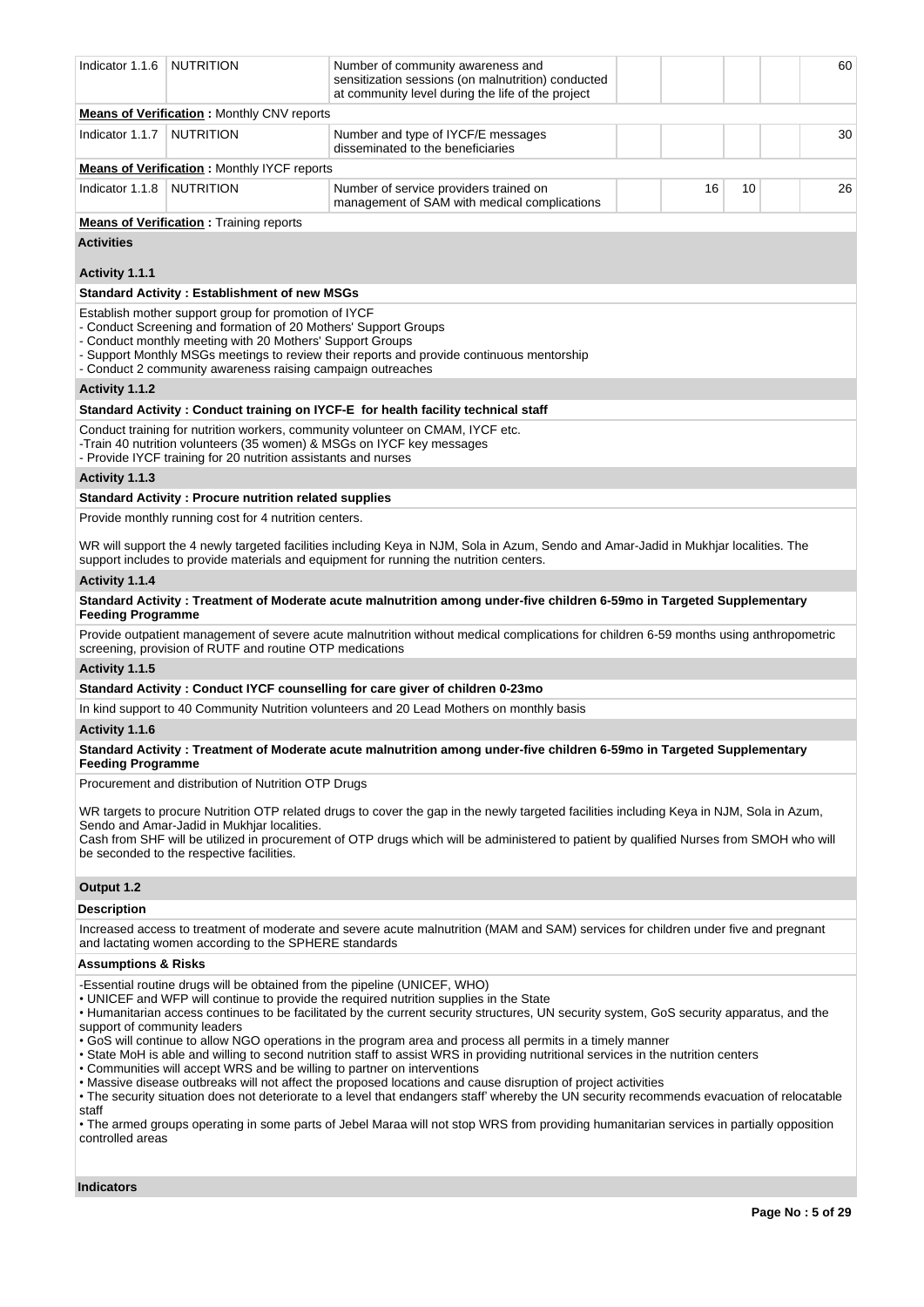| | | | | | | | |
|---|---|---|---|---|---|---|---|
| Indicator 1.1.6 | NUTRITION | Number of community awareness and sensitization sessions (on malnutrition) conducted at community level during the life of the project | | | | | 60 |
| **Means of Verification :** Monthly CNV reports | | | | | | | |
| Indicator 1.1.7 | NUTRITION | Number and type of IYCF/E messages disseminated to the beneficiaries | | | | | 30 |
| **Means of Verification :** Monthly IYCF reports | | | | | | | |
| Indicator 1.1.8 | NUTRITION | Number of service providers trained on management of SAM with medical complications | | 16 | 10 | | 26 |
| **Means of Verification :** Training reports | | | | | | | |

**Activities**

**Activity 1.1.1**

**Standard Activity : Establishment of new MSGs**

Establish mother support group for promotion of IYCF
- Conduct Screening and formation of 20 Mothers' Support Groups
- Conduct monthly meeting with 20 Mothers' Support Groups
- Support Monthly MSGs meetings to review their reports and provide continuous mentorship
- Conduct 2 community awareness raising campaign outreaches

**Activity 1.1.2**

**Standard Activity : Conduct training on IYCF-E for health facility technical staff**

Conduct training for nutrition workers, community volunteer on CMAM, IYCF etc.
-Train 40 nutrition volunteers (35 women) & MSGs on IYCF key messages
- Provide IYCF training for 20 nutrition assistants and nurses

**Activity 1.1.3**

**Standard Activity : Procure nutrition related supplies**

Provide monthly running cost for 4 nutrition centers.

WR will support the 4 newly targeted facilities including Keya in NJM, Sola in Azum, Sendo and Amar-Jadid in Mukhjar localities. The support includes to provide materials and equipment for running the nutrition centers.

**Activity 1.1.4**

**Standard Activity : Treatment of Moderate acute malnutrition among under-five children 6-59mo in Targeted Supplementary Feeding Programme**

Provide outpatient management of severe acute malnutrition without medical complications for children 6-59 months using anthropometric screening, provision of RUTF and routine OTP medications

**Activity 1.1.5**

**Standard Activity : Conduct IYCF counselling for care giver of children 0-23mo**

In kind support to 40 Community Nutrition volunteers and 20 Lead Mothers on monthly basis

**Activity 1.1.6**

**Standard Activity : Treatment of Moderate acute malnutrition among under-five children 6-59mo in Targeted Supplementary Feeding Programme**

Procurement and distribution of Nutrition OTP Drugs

WR targets to procure Nutrition OTP related drugs to cover the gap in the newly targeted facilities including Keya in NJM, Sola in Azum, Sendo and Amar-Jadid in Mukhjar localities.
Cash from SHF will be utilized in procurement of OTP drugs which will be administered to patient by qualified Nurses from SMOH who will be seconded to the respective facilities.

**Output 1.2**

**Description**

Increased access to treatment of moderate and severe acute malnutrition (MAM and SAM) services for children under five and pregnant and lactating women according to the SPHERE standards

**Assumptions & Risks**

-Essential routine drugs will be obtained from the pipeline (UNICEF, WHO)
• UNICEF and WFP will continue to provide the required nutrition supplies in the State
• Humanitarian access continues to be facilitated by the current security structures, UN security system, GoS security apparatus, and the support of community leaders
• GoS will continue to allow NGO operations in the program area and process all permits in a timely manner
• State MoH is able and willing to second nutrition staff to assist WRS in providing nutritional services in the nutrition centers
• Communities will accept WRS and be willing to partner on interventions
• Massive disease outbreaks will not affect the proposed locations and cause disruption of project activities
• The security situation does not deteriorate to a level that endangers staff' whereby the UN security recommends evacuation of relocatable staff
• The armed groups operating in some parts of Jebel Maraa will not stop WRS from providing humanitarian services in partially opposition controlled areas

**Indicators**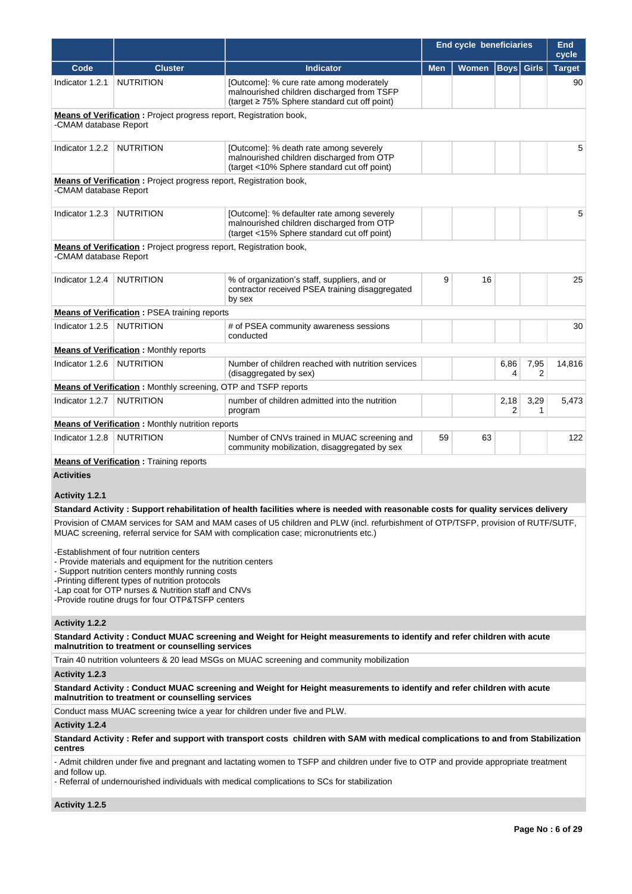| Code | Cluster | Indicator | End cycle beneficiaries | | | | End cycle |
|---|---|---|---|---|---|---|---|
| | | | Men | Women | Boys | Girls | Target |
| Indicator 1.2.1 | NUTRITION | [Outcome]: % cure rate among moderately malnourished children discharged from TSFP (target ≥ 75% Sphere standard cut off point) | | | | | 90 |
| **Means of Verification :** Project progress report, Registration book, -CMAM database Report | | | | | | | |
| Indicator 1.2.2 | NUTRITION | [Outcome]: % death rate among severely malnourished children discharged from OTP (target <10% Sphere standard cut off point) | | | | | 5 |
| **Means of Verification :** Project progress report, Registration book, -CMAM database Report | | | | | | | |
| Indicator 1.2.3 | NUTRITION | [Outcome]: % defaulter rate among severely malnourished children discharged from OTP (target <15% Sphere standard cut off point) | | | | | 5 |
| **Means of Verification :** Project progress report, Registration book, -CMAM database Report | | | | | | | |
| Indicator 1.2.4 | NUTRITION | % of organization's staff, suppliers, and or contractor received PSEA training disaggregated by sex | 9 | 16 | | | 25 |
| **Means of Verification :** PSEA training reports | | | | | | | |
| Indicator 1.2.5 | NUTRITION | # of PSEA community awareness sessions conducted | | | | | 30 |
| **Means of Verification :** Monthly reports | | | | | | | |
| Indicator 1.2.6 | NUTRITION | Number of children reached with nutrition services (disaggregated by sex) | | | 6,864 | 7,952 | 14,816 |
| **Means of Verification :** Monthly screening, OTP and TSFP reports | | | | | | | |
| Indicator 1.2.7 | NUTRITION | number of children admitted into the nutrition program | | | 2,182 | 3,291 | 5,473 |
| **Means of Verification :** Monthly nutrition reports | | | | | | | |
| Indicator 1.2.8 | NUTRITION | Number of CNVs trained in MUAC screening and community mobilization, disaggregated by sex | 59 | 63 | | | 122 |
| **Means of Verification :** Training reports | | | | | | | |

**Activities**

**Activity 1.2.1**

**Standard Activity : Support rehabilitation of health facilities where is needed with reasonable costs for quality services delivery**

Provision of CMAM services for SAM and MAM cases of U5 children and PLW (incl. refurbishment of OTP/TSFP, provision of RUTF/SUTF, MUAC screening, referral service for SAM with complication case; micronutrients etc.)

-Establishment of four nutrition centers
- Provide materials and equipment for the nutrition centers
- Support nutrition centers monthly running costs
-Printing different types of nutrition protocols
-Lap coat for OTP nurses & Nutrition staff and CNVs
-Provide routine drugs for four OTP&TSFP centers

**Activity 1.2.2**

**Standard Activity : Conduct MUAC screening and Weight for Height measurements to identify and refer children with acute malnutrition to treatment or counselling services**

Train 40 nutrition volunteers & 20 lead MSGs on MUAC screening and community mobilization

**Activity 1.2.3**

**Standard Activity : Conduct MUAC screening and Weight for Height measurements to identify and refer children with acute malnutrition to treatment or counselling services**

Conduct mass MUAC screening twice a year for children under five and PLW.

**Activity 1.2.4**

**Standard Activity : Refer and support with transport costs children with SAM with medical complications to and from Stabilization centres**

- Admit children under five and pregnant and lactating women to TSFP and children under five to OTP and provide appropriate treatment and follow up.
- Referral of undernourished individuals with medical complications to SCs for stabilization

**Activity 1.2.5**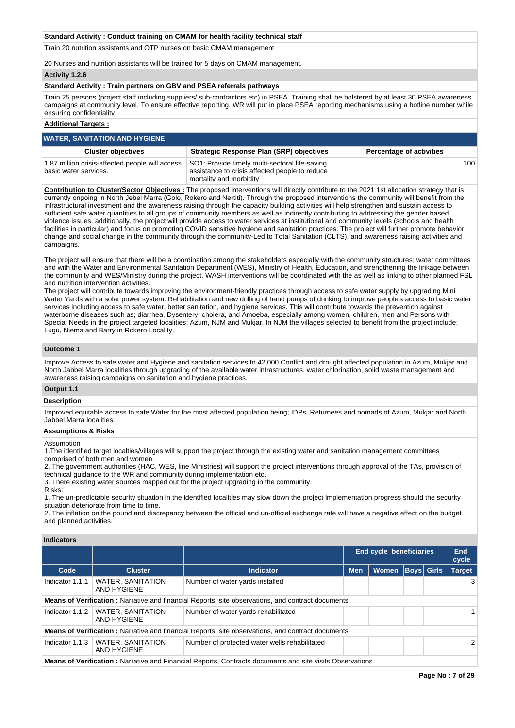**Standard Activity : Conduct training on CMAM for health facility technical staff**

Train 20 nutrition assistants and OTP nurses on basic CMAM management

20 Nurses and nutrition assistants will be trained for 5 days on CMAM management.

**Activity 1.2.6**

**Standard Activity : Train partners on GBV and PSEA referrals pathways**

Train 25 persons (project staff including suppliers/ sub-contractors etc) in PSEA. Training shall be bolstered by at least 30 PSEA awareness campaigns at community level. To ensure effective reporting, WR will put in place PSEA reporting mechanisms using a hotline number while ensuring confidentiality

**Additional Targets :**

## WATER, SANITATION AND HYGIENE

| Cluster objectives | Strategic Response Plan (SRP) objectives | Percentage of activities |
|---|---|---|
| 1.87 million crisis-affected people will access basic water services. | SO1: Provide timely multi-sectoral life-saving assistance to crisis affected people to reduce mortality and morbidity | 100 |

**Contribution to Cluster/Sector Objectives :** The proposed interventions will directly contribute to the 2021 1st allocation strategy that is currently ongoing in North Jebel Marra (Golo, Rokero and Nertiti). Through the proposed interventions the community will benefit from the infrastructural investment and the awareness raising through the capacity building activities will help strengthen and sustain access to sufficient safe water quantities to all groups of community members as well as indirectly contributing to addressing the gender based violence issues. additionally, the project will provide access to water services at institutional and community levels (schools and health facilities in particular) and focus on promoting COVID sensitive hygiene and sanitation practices. The project will further promote behavior change and social change in the community through the community-Led to Total Sanitation (CLTS), and awareness raising activities and campaigns.

The project will ensure that there will be a coordination among the stakeholders especially with the community structures; water committees and with the Water and Environmental Sanitation Department (WES), Ministry of Health, Education, and strengthening the linkage between the community and WES/Ministry during the project. WASH interventions will be coordinated with the as well as linking to other planned FSL and nutrition intervention activities.
The project will contribute towards improving the environment-friendly practices through access to safe water supply by upgrading Mini Water Yards with a solar power system. Rehabilitation and new drilling of hand pumps of drinking to improve people's access to basic water services including access to safe water, better sanitation, and hygiene services. This will contribute towards the prevention against waterborne diseases such as; diarrhea, Dysentery, cholera, and Amoeba, especially among women, children, men and Persons with Special Needs in the project targeted localities; Azum, NJM and Mukjar. In NJM the villages selected to benefit from the project include; Lugu, Niema and Barry in Rokero Locality.

**Outcome 1**

Improve Access to safe water and Hygiene and sanitation services to 42,000 Conflict and drought affected population in Azum, Mukjar and North Jabbel Marra localities through upgrading of the available water infrastructures, water chlorination, solid waste management and awareness raising campaigns on sanitation and hygiene practices.

**Output 1.1**

**Description**

Improved equitable access to safe Water for the most affected population being; IDPs, Returnees and nomads of Azum, Mukjar and North Jabbel Marra localities.

**Assumptions & Risks**

Assumption
1.The identified target localties/villages will support the project through the existing water and sanitation management committees comprised of both men and women.
2. The government authorities (HAC, WES, line Ministries) will support the project interventions through approval of the TAs, provision of technical guidance to the WR and community during implementation etc.
3. There existing water sources mapped out for the project upgrading in the community.
Risks:
1. The un-predictable security situation in the identified localities may slow down the project implementation progress should the security situation deteriorate from time to time.
2. The inflation on the pound and discrepancy between the official and un-official exchange rate will have a negative effect on the budget and planned activities.

**Indicators**

| | | | End cycle beneficiaries | | | | End cycle |
|---|---|---|---|---|---|---|---|
| Code | Cluster | Indicator | Men | Women | Boys | Girls | Target |
| Indicator 1.1.1 | WATER, SANITATION AND HYGIENE | Number of water yards installed | | | | | 3 |
| **Means of Verification :** Narrative and financial Reports, site observations, and contract documents | | | | | | | |
| Indicator 1.1.2 | WATER, SANITATION AND HYGIENE | Number of water yards rehabilitated | | | | | 1 |
| **Means of Verification :** Narrative and financial Reports, site observations, and contract documents | | | | | | | |
| Indicator 1.1.3 | WATER, SANITATION AND HYGIENE | Number of protected water wells rehabilitated | | | | | 2 |
| **Means of Verification :** Narrative and Financial Reports, Contracts documents and site visits Observations | | | | | | | |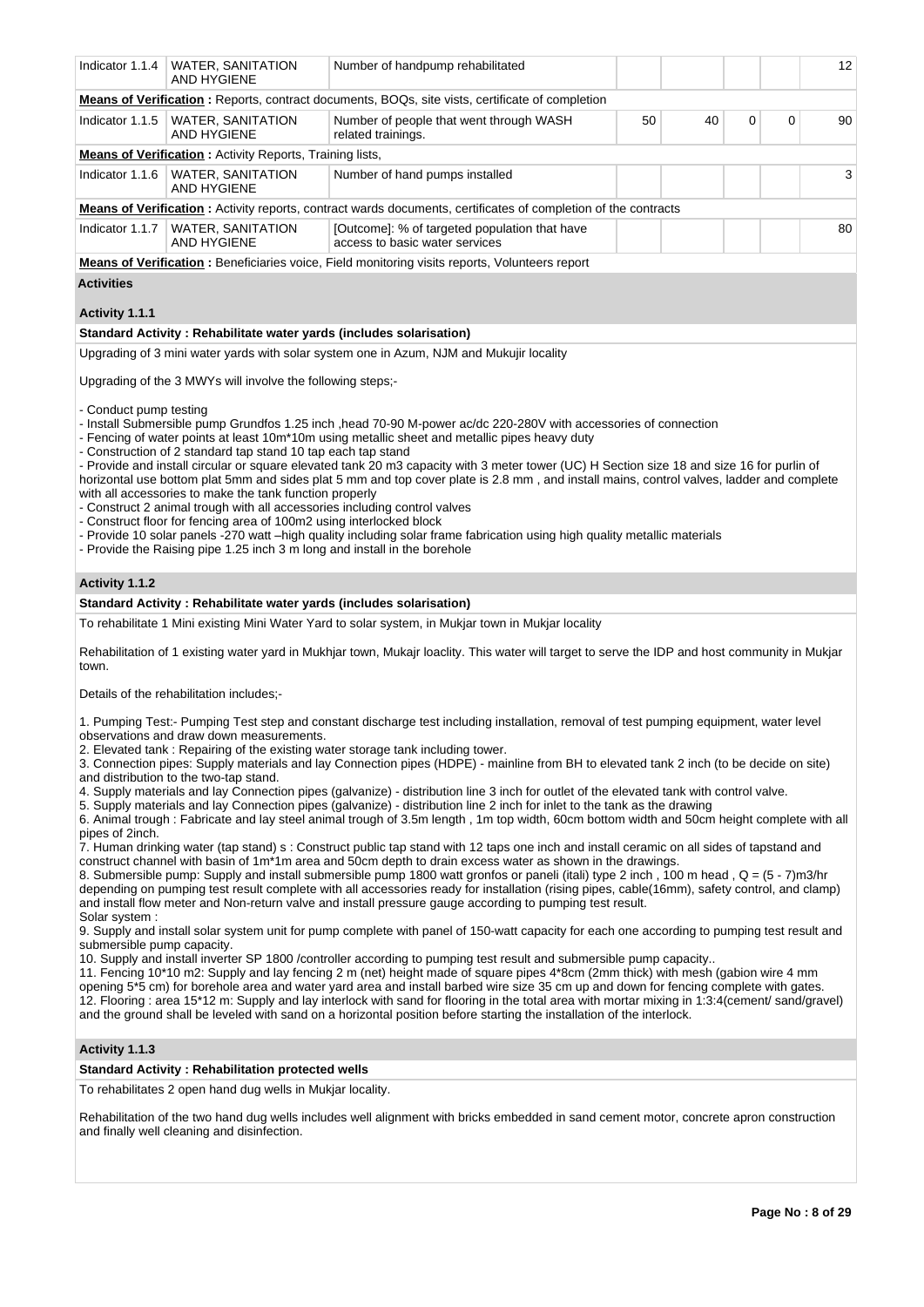| Indicator 1.1.4 | WATER, SANITATION AND HYGIENE | Number of handpump rehabilitated | | | | | 12 |
|---|---|---|---|---|---|---|---|
| **Means of Verification :** Reports, contract documents, BOQs, site vists, certificate of completion | | | | | | | |
| Indicator 1.1.5 | WATER, SANITATION AND HYGIENE | Number of people that went through WASH related trainings. | 50 | 40 | 0 | 0 | 90 |
| **Means of Verification :** Activity Reports, Training lists, | | | | | | | |
| Indicator 1.1.6 | WATER, SANITATION AND HYGIENE | Number of hand pumps installed | | | | | 3 |
| **Means of Verification :** Activity reports, contract wards documents, certificates of completion of the contracts | | | | | | | |
| Indicator 1.1.7 | WATER, SANITATION AND HYGIENE | [Outcome]: % of targeted population that have access to basic water services | | | | | 80 |
| **Means of Verification :** Beneficiaries voice, Field monitoring visits reports, Volunteers report | | | | | | | |

**Activities**

**Activity 1.1.1**

**Standard Activity : Rehabilitate water yards (includes solarisation)**

Upgrading of 3 mini water yards with solar system one in Azum, NJM and Mukujir locality

Upgrading of the 3 MWYs will involve the following steps;-

- Conduct pump testing
- Install Submersible pump Grundfos 1.25 inch ,head 70-90 M-power ac/dc 220-280V with accessories of connection
- Fencing of water points at least 10m*10m using metallic sheet and metallic pipes heavy duty
- Construction of 2 standard tap stand 10 tap each tap stand
- Provide and install circular or square elevated tank 20 m3 capacity with 3 meter tower (UC) H Section size 18 and size 16 for purlin of horizontal use bottom plat 5mm and sides plat 5 mm and top cover plate is 2.8 mm , and install mains, control valves, ladder and complete with all accessories to make the tank function properly
- Construct 2 animal trough with all accessories including control valves
- Construct floor for fencing area of 100m2 using interlocked block
- Provide 10 solar panels -270 watt –high quality including solar frame fabrication using high quality metallic materials
- Provide the Raising pipe 1.25 inch 3 m long and install in the borehole

**Activity 1.1.2**

**Standard Activity : Rehabilitate water yards (includes solarisation)**

To rehabilitate 1 Mini existing Mini Water Yard to solar system, in Mukjar town in Mukjar locality

Rehabilitation of 1 existing water yard in Mukhjar town, Mukajr loaclity. This water will target to serve the IDP and host community in Mukjar town.

Details of the rehabilitation includes;-

1. Pumping Test:- Pumping Test step and constant discharge test including installation, removal of test pumping equipment, water level observations and draw down measurements.
2. Elevated tank : Repairing of the existing water storage tank including tower.
3. Connection pipes: Supply materials and lay Connection pipes (HDPE) - mainline from BH to elevated tank 2 inch (to be decide on site) and distribution to the two-tap stand.
4. Supply materials and lay Connection pipes (galvanize) - distribution line 3 inch for outlet of the elevated tank with control valve.
5. Supply materials and lay Connection pipes (galvanize) - distribution line 2 inch for inlet to the tank as the drawing
6. Animal trough : Fabricate and lay steel animal trough of 3.5m length , 1m top width, 60cm bottom width and 50cm height complete with all pipes of 2inch.
7. Human drinking water (tap stand) s : Construct public tap stand with 12 taps one inch and install ceramic on all sides of tapstand and construct channel with basin of 1m*1m area and 50cm depth to drain excess water as shown in the drawings.
8. Submersible pump: Supply and install submersible pump 1800 watt gronfos or paneli (itali) type 2 inch , 100 m head , Q = (5 - 7)m3/hr depending on pumping test result complete with all accessories ready for installation (rising pipes, cable(16mm), safety control, and clamp) and install flow meter and Non-return valve and install pressure gauge according to pumping test result.
Solar system :
9. Supply and install solar system unit for pump complete with panel of 150-watt capacity for each one according to pumping test result and submersible pump capacity.
10. Supply and install inverter SP 1800 /controller according to pumping test result and submersible pump capacity..
11. Fencing 10*10 m2: Supply and lay fencing 2 m (net) height made of square pipes 4*8cm (2mm thick) with mesh (gabion wire 4 mm opening 5*5 cm) for borehole area and water yard area and install barbed wire size 35 cm up and down for fencing complete with gates.
12. Flooring : area 15*12 m: Supply and lay interlock with sand for flooring in the total area with mortar mixing in 1:3:4(cement/ sand/gravel) and the ground shall be leveled with sand on a horizontal position before starting the installation of the interlock.

**Activity 1.1.3**

**Standard Activity : Rehabilitation protected wells**

To rehabilitates 2 open hand dug wells in Mukjar locality.

Rehabilitation of the two hand dug wells includes well alignment with bricks embedded in sand cement motor, concrete apron construction and finally well cleaning and disinfection.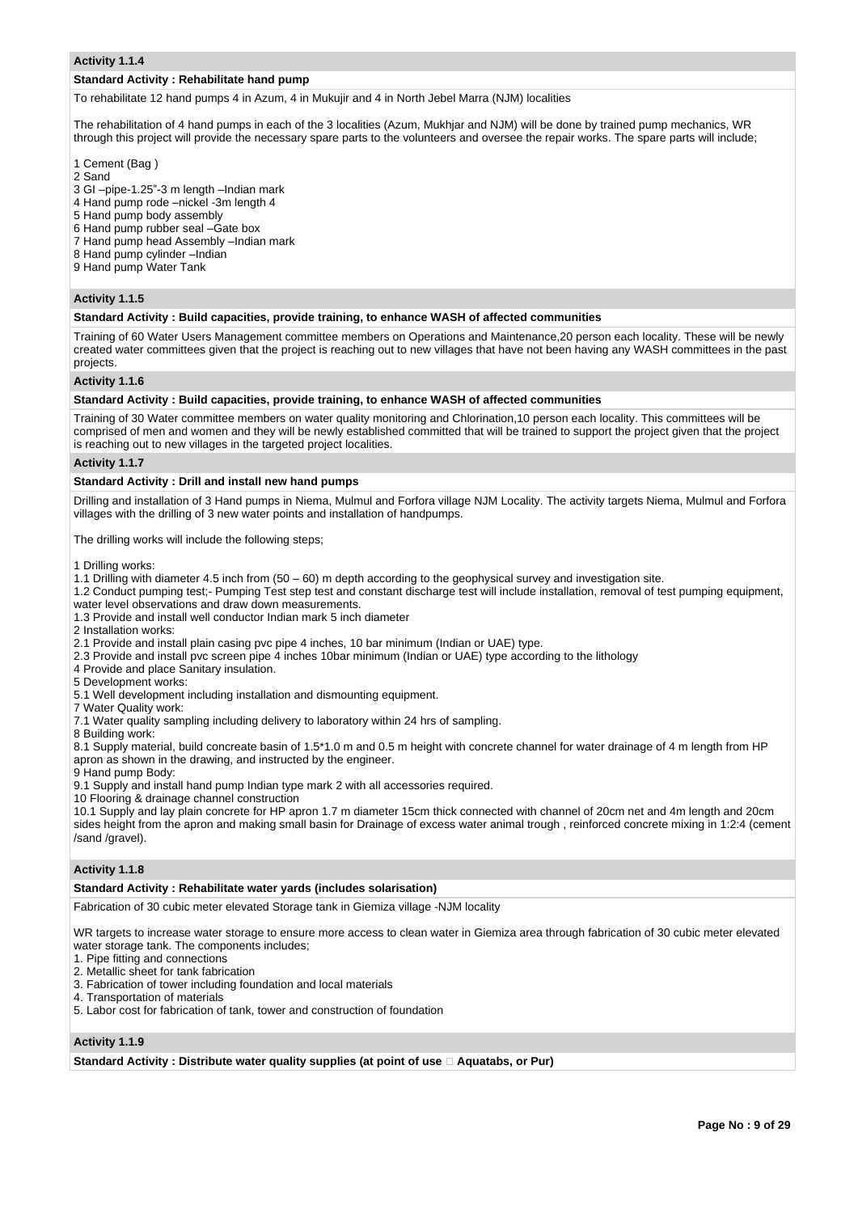**Activity 1.1.4**

**Standard Activity : Rehabilitate hand pump**

To rehabilitate 12 hand pumps 4 in Azum, 4 in Mukujir and 4 in North Jebel Marra (NJM) localities

The rehabilitation of 4 hand pumps in each of the 3 localities (Azum, Mukhjar and NJM) will be done by trained pump mechanics, WR through this project will provide the necessary spare parts to the volunteers and oversee the repair works. The spare parts will include;

1 Cement (Bag )
2 Sand
3 GI –pipe-1.25"-3 m length –Indian mark
4 Hand pump rode –nickel -3m length 4
5 Hand pump body assembly
6 Hand pump rubber seal –Gate box
7 Hand pump head Assembly –Indian mark
8 Hand pump cylinder –Indian
9 Hand pump Water Tank

**Activity 1.1.5**

**Standard Activity : Build capacities, provide training, to enhance WASH of affected communities**

Training of 60 Water Users Management committee members on Operations and Maintenance,20 person each locality. These will be newly created water committees given that the project is reaching out to new villages that have not been having any WASH committees in the past projects.

**Activity 1.1.6**

**Standard Activity : Build capacities, provide training, to enhance WASH of affected communities**

Training of 30 Water committee members on water quality monitoring and Chlorination,10 person each locality. This committees will be comprised of men and women and they will be newly established committed that will be trained to support the project given that the project is reaching out to new villages in the targeted project localities.

**Activity 1.1.7**

**Standard Activity : Drill and install new hand pumps**

Drilling and installation of 3 Hand pumps in Niema, Mulmul and Forfora village NJM Locality. The activity targets Niema, Mulmul and Forfora villages with the drilling of 3 new water points and installation of handpumps.

The drilling works will include the following steps;

1 Drilling works:
1.1 Drilling with diameter 4.5 inch from (50 – 60) m depth according to the geophysical survey and investigation site.
1.2 Conduct pumping test;- Pumping Test step test and constant discharge test will include installation, removal of test pumping equipment, water level observations and draw down measurements.
1.3 Provide and install well conductor Indian mark 5 inch diameter
2 Installation works:
2.1 Provide and install plain casing pvc pipe 4 inches, 10 bar minimum (Indian or UAE) type.
2.3 Provide and install pvc screen pipe 4 inches 10bar minimum (Indian or UAE) type according to the lithology
4 Provide and place Sanitary insulation.
5 Development works:
5.1 Well development including installation and dismounting equipment.
7 Water Quality work:
7.1 Water quality sampling including delivery to laboratory within 24 hrs of sampling.
8 Building work:
8.1 Supply material, build concreate basin of 1.5*1.0 m and 0.5 m height with concrete channel for water drainage of 4 m length from HP apron as shown in the drawing, and instructed by the engineer.
9 Hand pump Body:
9.1 Supply and install hand pump Indian type mark 2 with all accessories required.
10 Flooring & drainage channel construction
10.1 Supply and lay plain concrete for HP apron 1.7 m diameter 15cm thick connected with channel of 20cm net and 4m length and 20cm sides height from the apron and making small basin for Drainage of excess water animal trough , reinforced concrete mixing in 1:2:4 (cement /sand /gravel).

**Activity 1.1.8**

**Standard Activity : Rehabilitate water yards (includes solarisation)**

Fabrication of 30 cubic meter elevated Storage tank in Giemiza village -NJM locality

WR targets to increase water storage to ensure more access to clean water in Giemiza area through fabrication of 30 cubic meter elevated water storage tank. The components includes;
1. Pipe fitting and connections
2. Metallic sheet for tank fabrication
3. Fabrication of tower including foundation and local materials
4. Transportation of materials
5. Labor cost for fabrication of tank, tower and construction of foundation

**Activity 1.1.9**

**Standard Activity : Distribute water quality supplies (at point of use  Aquatabs, or Pur)**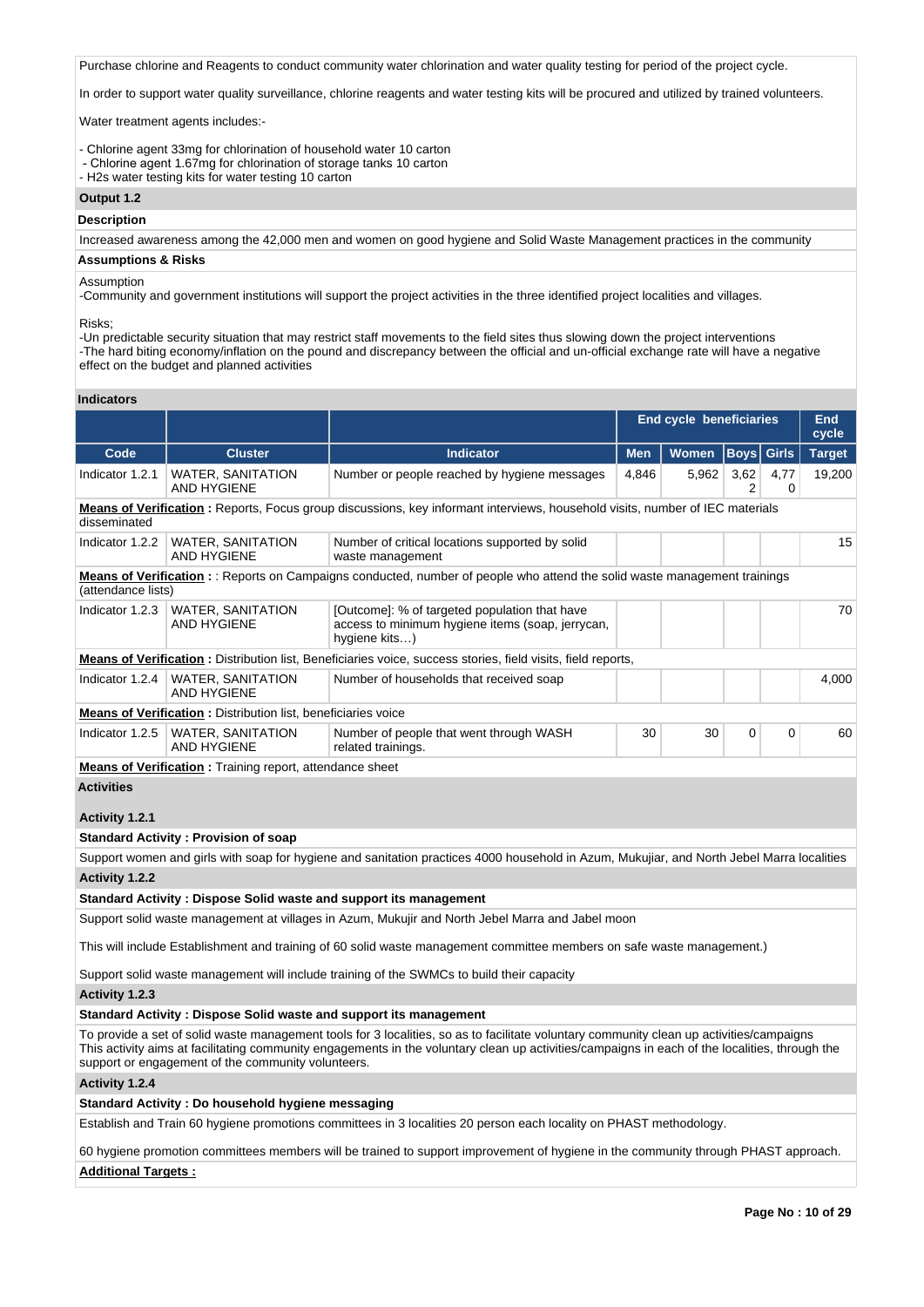Purchase chlorine and Reagents to conduct community water chlorination and water quality testing for period of the project cycle.

In order to support water quality surveillance, chlorine reagents and water testing kits will be procured and utilized by trained volunteers.

Water treatment agents includes:-

- Chlorine agent 33mg for chlorination of household water 10 carton
- Chlorine agent 1.67mg for chlorination of storage tanks 10 carton
- H2s water testing kits for water testing 10 carton

### Output 1.2

**Description**

Increased awareness among the 42,000 men and women on good hygiene and Solid Waste Management practices in the community

**Assumptions & Risks**

Assumption
-Community and government institutions will support the project activities in the three identified project localities and villages.

Risks;
-Un predictable security situation that may restrict staff movements to the field sites thus slowing down the project interventions
-The hard biting economy/inflation on the pound and discrepancy between the official and un-official exchange rate will have a negative effect on the budget and planned activities

**Indicators**

| | | | End cycle beneficiaries | | | | End cycle |
|---|---|---|---|---|---|---|---|
| Code | Cluster | Indicator | Men | Women | Boys | Girls | Target |
| Indicator 1.2.1 | WATER, SANITATION AND HYGIENE | Number or people reached by hygiene messages | 4,846 | 5,962 | 3,622 | 4,770 | 19,200 |
| **Means of Verification :** Reports, Focus group discussions, key informant interviews, household visits, number of IEC materials disseminated | | | | | | | |
| Indicator 1.2.2 | WATER, SANITATION AND HYGIENE | Number of critical locations supported by solid waste management | | | | | 15 |
| **Means of Verification :** : Reports on Campaigns conducted, number of people who attend the solid waste management trainings (attendance lists) | | | | | | | |
| Indicator 1.2.3 | WATER, SANITATION AND HYGIENE | [Outcome]: % of targeted population that have access to minimum hygiene items (soap, jerrycan, hygiene kits…) | | | | | 70 |
| **Means of Verification :** Distribution list, Beneficiaries voice, success stories, field visits, field reports, | | | | | | | |
| Indicator 1.2.4 | WATER, SANITATION AND HYGIENE | Number of households that received soap | | | | | 4,000 |
| **Means of Verification :** Distribution list, beneficiaries voice | | | | | | | |
| Indicator 1.2.5 | WATER, SANITATION AND HYGIENE | Number of people that went through WASH related trainings. | 30 | 30 | 0 | 0 | 60 |
| **Means of Verification :** Training report, attendance sheet | | | | | | | |

**Activities**

**Activity 1.2.1**

**Standard Activity : Provision of soap**

Support women and girls with soap for hygiene and sanitation practices 4000 household in Azum, Mukujiar, and North Jebel Marra localities

**Activity 1.2.2**

**Standard Activity : Dispose Solid waste and support its management**

Support solid waste management at villages in Azum, Mukujar and North Jebel Marra and Jabel moon

This will include Establishment and training of 60 solid waste management committee members on safe waste management.)

Support solid waste management will include training of the SWMCs to build their capacity

**Activity 1.2.3**

**Standard Activity : Dispose Solid waste and support its management**

To provide a set of solid waste management tools for 3 localities, so as to facilitate voluntary community clean up activities/campaigns
This activity aims at facilitating community engagements in the voluntary clean up activities/campaigns in each of the localities, through the support or engagement of the community volunteers.

**Activity 1.2.4**

**Standard Activity : Do household hygiene messaging**

Establish and Train 60 hygiene promotions committees in 3 localities 20 person each locality on PHAST methodology.

60 hygiene promotion committees members will be trained to support improvement of hygiene in the community through PHAST approach.

**Additional Targets :**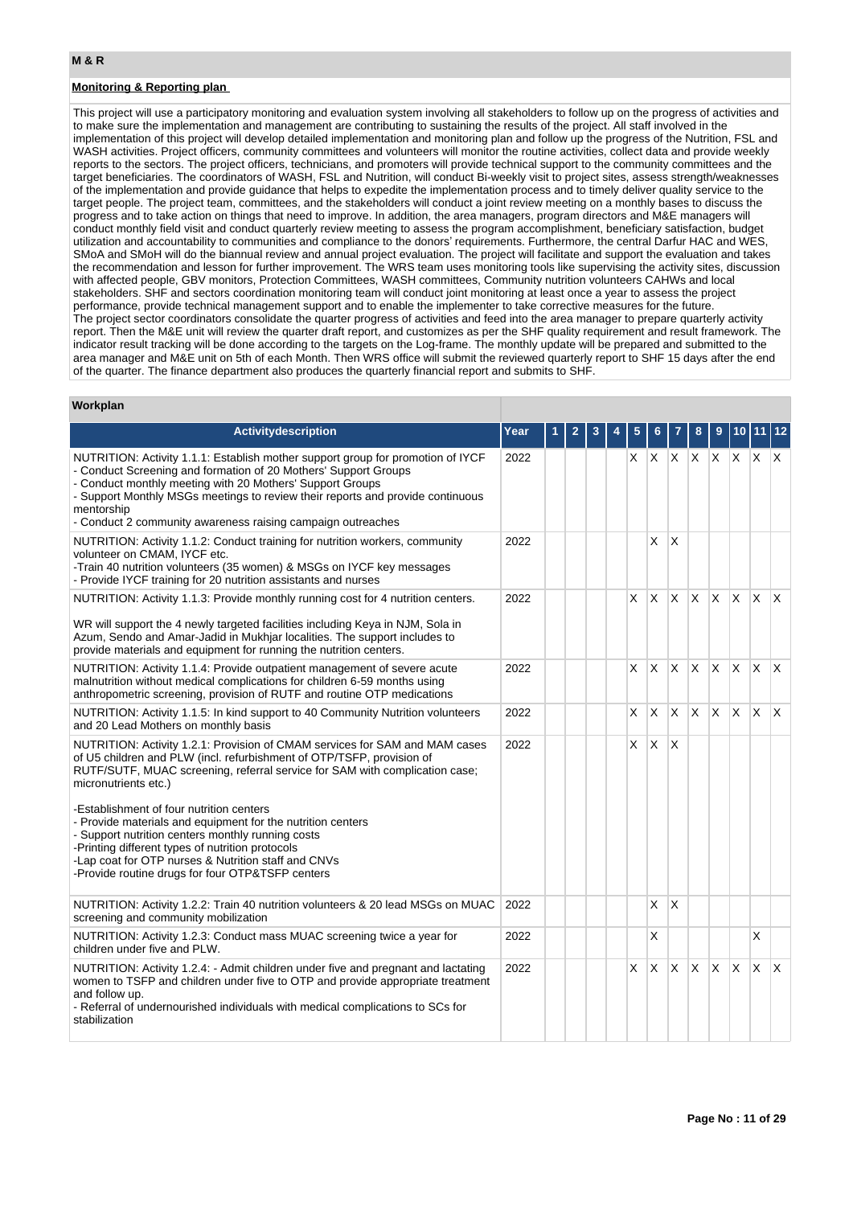## M & R

### Monitoring & Reporting plan

This project will use a participatory monitoring and evaluation system involving all stakeholders to follow up on the progress of activities and to make sure the implementation and management are contributing to sustaining the results of the project. All staff involved in the implementation of this project will develop detailed implementation and monitoring plan and follow up the progress of the Nutrition, FSL and WASH activities. Project officers, community committees and volunteers will monitor the routine activities, collect data and provide weekly reports to the sectors. The project officers, technicians, and promoters will provide technical support to the community committees and the target beneficiaries. The coordinators of WASH, FSL and Nutrition, will conduct Bi-weekly visit to project sites, assess strength/weaknesses of the implementation and provide guidance that helps to expedite the implementation process and to timely deliver quality service to the target people. The project team, committees, and the stakeholders will conduct a joint review meeting on a monthly bases to discuss the progress and to take action on things that need to improve. In addition, the area managers, program directors and M&E managers will conduct monthly field visit and conduct quarterly review meeting to assess the program accomplishment, beneficiary satisfaction, budget utilization and accountability to communities and compliance to the donors' requirements. Furthermore, the central Darfur HAC and WES, SMoA and SMoH will do the biannual review and annual project evaluation. The project will facilitate and support the evaluation and takes the recommendation and lesson for further improvement. The WRS team uses monitoring tools like supervising the activity sites, discussion with affected people, GBV monitors, Protection Committees, WASH committees, Community nutrition volunteers CAHWs and local stakeholders. SHF and sectors coordination monitoring team will conduct joint monitoring at least once a year to assess the project performance, provide technical management support and to enable the implementer to take corrective measures for the future.
The project sector coordinators consolidate the quarter progress of activities and feed into the area manager to prepare quarterly activity report. Then the M&E unit will review the quarter draft report, and customizes as per the SHF quality requirement and result framework. The indicator result tracking will be done according to the targets on the Log-frame. The monthly update will be prepared and submitted to the area manager and M&E unit on 5th of each Month. Then WRS office will submit the reviewed quarterly report to SHF 15 days after the end of the quarter. The finance department also produces the quarterly financial report and submits to SHF.

### Workplan

| Activitydescription | Year | 1 | 2 | 3 | 4 | 5 | 6 | 7 | 8 | 9 | 10 | 11 | 12 |
|---|---|---|---|---|---|---|---|---|---|---|---|---|---|
| NUTRITION: Activity 1.1.1: Establish mother support group for promotion of IYCF<br>- Conduct Screening and formation of 20 Mothers' Support Groups<br>- Conduct monthly meeting with 20 Mothers' Support Groups<br>- Support Monthly MSGs meetings to review their reports and provide continuous mentorship<br>- Conduct 2 community awareness raising campaign outreaches | 2022 | | | | | X | X | X | X | X | X | X | X |
| NUTRITION: Activity 1.1.2: Conduct training for nutrition workers, community volunteer on CMAM, IYCF etc.<br>-Train 40 nutrition volunteers (35 women) & MSGs on IYCF key messages<br>- Provide IYCF training for 20 nutrition assistants and nurses | 2022 | | | | | | X | X | | | | | |
| NUTRITION: Activity 1.1.3: Provide monthly running cost for 4 nutrition centers.<br><br>WR will support the 4 newly targeted facilities including Keya in NJM, Sola in Azum, Sendo and Amar-Jadid in Mukhjar localities. The support includes to provide materials and equipment for running the nutrition centers. | 2022 | | | | | X | X | X | X | X | X | X | X |
| NUTRITION: Activity 1.1.4: Provide outpatient management of severe acute malnutrition without medical complications for children 6-59 months using anthropometric screening, provision of RUTF and routine OTP medications | 2022 | | | | | X | X | X | X | X | X | X | X |
| NUTRITION: Activity 1.1.5: In kind support to 40 Community Nutrition volunteers and 20 Lead Mothers on monthly basis | 2022 | | | | | X | X | X | X | X | X | X | X |
| NUTRITION: Activity 1.2.1: Provision of CMAM services for SAM and MAM cases of U5 children and PLW (incl. refurbishment of OTP/TSFP, provision of RUTF/SUTF, MUAC screening, referral service for SAM with complication case; micronutrients etc.)<br><br>-Establishment of four nutrition centers<br>- Provide materials and equipment for the nutrition centers<br>- Support nutrition centers monthly running costs<br>-Printing different types of nutrition protocols<br>-Lap coat for OTP nurses & Nutrition staff and CNVs<br>-Provide routine drugs for four OTP&TSFP centers | 2022 | | | | | X | X | X | | | | | |
| NUTRITION: Activity 1.2.2: Train 40 nutrition volunteers & 20 lead MSGs on MUAC screening and community mobilization | 2022 | | | | | | X | X | | | | | |
| NUTRITION: Activity 1.2.3: Conduct mass MUAC screening twice a year for children under five and PLW. | 2022 | | | | | | X | | | | | X | |
| NUTRITION: Activity 1.2.4: - Admit children under five and pregnant and lactating women to TSFP and children under five to OTP and provide appropriate treatment and follow up.<br>- Referral of undernourished individuals with medical complications to SCs for stabilization | 2022 | | | | | X | X | X | X | X | X | X | X |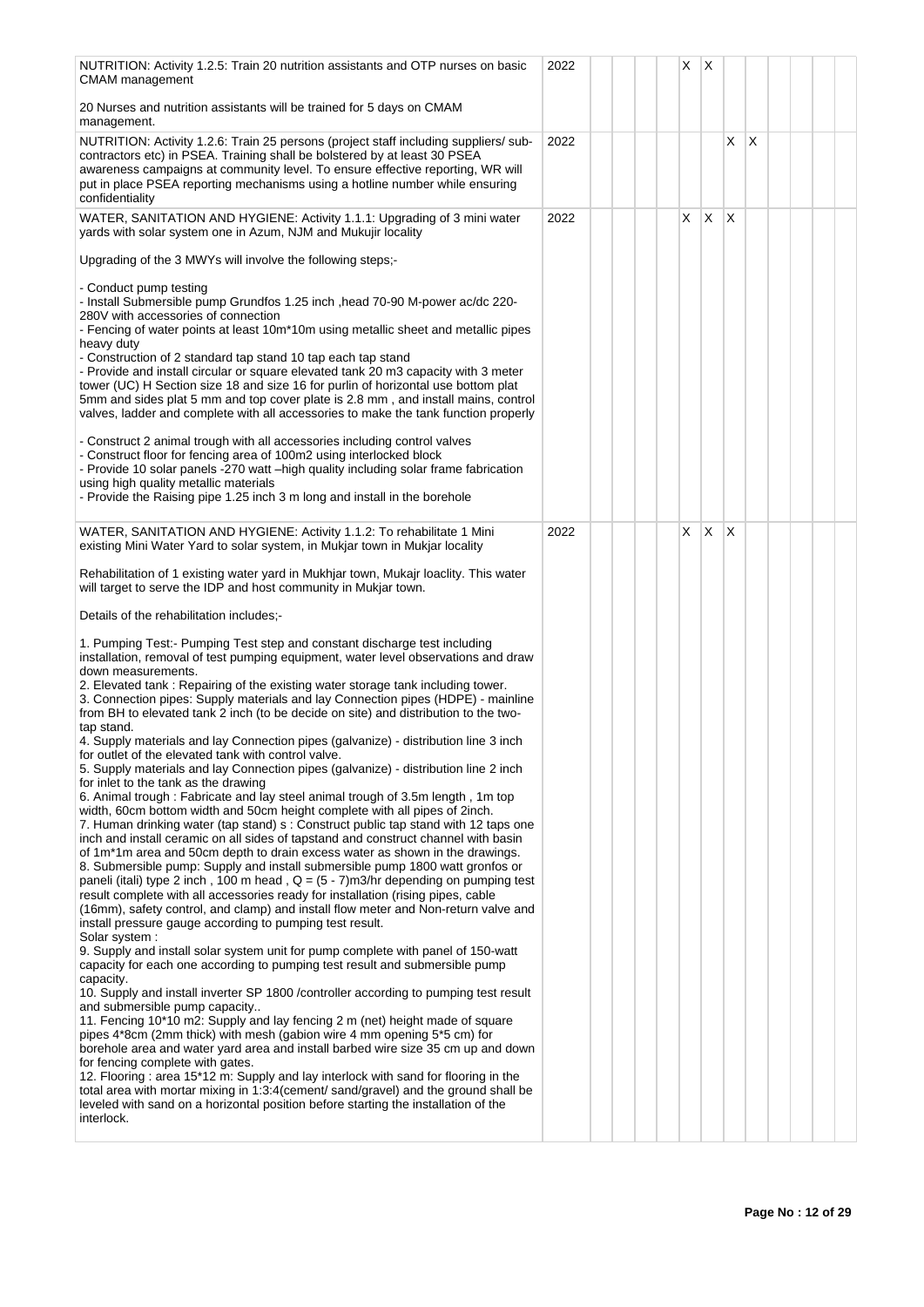| | | | | | | | | | | | | | |
|---|---|---|---|---|---|---|---|---|---|---|---|---|---|
| NUTRITION: Activity 1.2.5: Train 20 nutrition assistants and OTP nurses on basic CMAM management<br><br>20 Nurses and nutrition assistants will be trained for 5 days on CMAM management. | 2022 | | | | | X | X | | | | | | |
| NUTRITION: Activity 1.2.6: Train 25 persons (project staff including suppliers/ sub-contractors etc) in PSEA. Training shall be bolstered by at least 30 PSEA awareness campaigns at community level. To ensure effective reporting, WR will put in place PSEA reporting mechanisms using a hotline number while ensuring confidentiality | 2022 | | | | | | | X | X | | | | |
| WATER, SANITATION AND HYGIENE: Activity 1.1.1: Upgrading of 3 mini water yards with solar system one in Azum, NJM and Mukujir locality<br><br>Upgrading of the 3 MWYs will involve the following steps;-<br><br>- Conduct pump testing<br>- Install Submersible pump Grundfos 1.25 inch ,head 70-90 M-power ac/dc 220-280V with accessories of connection<br>- Fencing of water points at least 10m*10m using metallic sheet and metallic pipes heavy duty<br>- Construction of 2 standard tap stand 10 tap each tap stand<br>- Provide and install circular or square elevated tank 20 m3 capacity with 3 meter tower (UC) H Section size 18 and size 16 for purlin of horizontal use bottom plat 5mm and sides plat 5 mm and top cover plate is 2.8 mm , and install mains, control valves, ladder and complete with all accessories to make the tank function properly<br><br>- Construct 2 animal trough with all accessories including control valves<br>- Construct floor for fencing area of 100m2 using interlocked block<br>- Provide 10 solar panels -270 watt –high quality including solar frame fabrication using high quality metallic materials<br>- Provide the Raising pipe 1.25 inch 3 m long and install in the borehole | 2022 | | | | | X | X | X | | | | | |
| WATER, SANITATION AND HYGIENE: Activity 1.1.2: To rehabilitate 1 Mini existing Mini Water Yard to solar system, in Mukjar town in Mukjar locality<br><br>Rehabilitation of 1 existing water yard in Mukhjar town, Mukajr loaclity. This water will target to serve the IDP and host community in Mukjar town.<br><br>Details of the rehabilitation includes;-<br><br>1. Pumping Test:- Pumping Test step and constant discharge test including installation, removal of test pumping equipment, water level observations and draw down measurements.<br>2. Elevated tank : Repairing of the existing water storage tank including tower.<br>3. Connection pipes: Supply materials and lay Connection pipes (HDPE) - mainline from BH to elevated tank 2 inch (to be decide on site) and distribution to the two-tap stand.<br>4. Supply materials and lay Connection pipes (galvanize) - distribution line 3 inch for outlet of the elevated tank with control valve.<br>5. Supply materials and lay Connection pipes (galvanize) - distribution line 2 inch for inlet to the tank as the drawing<br>6. Animal trough : Fabricate and lay steel animal trough of 3.5m length , 1m top width, 60cm bottom width and 50cm height complete with all pipes of 2inch.<br>7. Human drinking water (tap stand) s : Construct public tap stand with 12 taps one inch and install ceramic on all sides of tapstand and construct channel with basin of 1m*1m area and 50cm depth to drain excess water as shown in the drawings.<br>8. Submersible pump: Supply and install submersible pump 1800 watt gronfos or paneli (itali) type 2 inch , 100 m head , Q = (5 - 7)m3/hr depending on pumping test result complete with all accessories ready for installation (rising pipes, cable (16mm), safety control, and clamp) and install flow meter and Non-return valve and install pressure gauge according to pumping test result.<br>Solar system :<br>9. Supply and install solar system unit for pump complete with panel of 150-watt capacity for each one according to pumping test result and submersible pump capacity.<br>10. Supply and install inverter SP 1800 /controller according to pumping test result and submersible pump capacity..<br>11. Fencing 10*10 m2: Supply and lay fencing 2 m (net) height made of square pipes 4*8cm (2mm thick) with mesh (gabion wire 4 mm opening 5*5 cm) for borehole area and water yard area and install barbed wire size 35 cm up and down for fencing complete with gates.<br>12. Flooring : area 15*12 m: Supply and lay interlock with sand for flooring in the total area with mortar mixing in 1:3:4(cement/ sand/gravel) and the ground shall be leveled with sand on a horizontal position before starting the installation of the interlock. | 2022 | | | | | X | X | X | | | | | |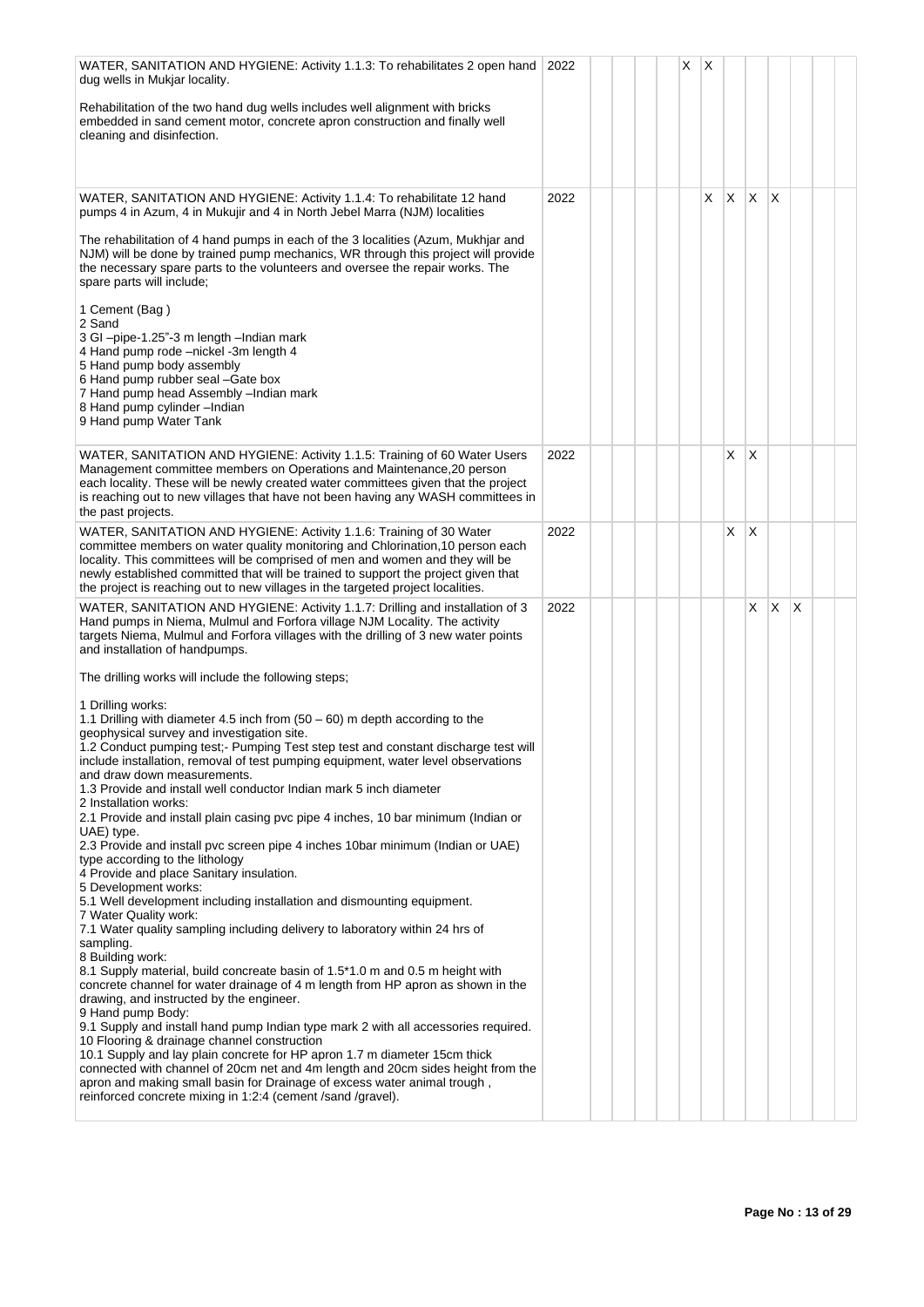| | | | | | | | | | | | | | |
|---|---|---|---|---|---|---|---|---|---|---|---|---|---|
| WATER, SANITATION AND HYGIENE: Activity 1.1.3: To rehabilitates 2 open hand dug wells in Mukjar locality.<br><br>Rehabilitation of the two hand dug wells includes well alignment with bricks embedded in sand cement motor, concrete apron construction and finally well cleaning and disinfection. | 2022 | | | | | X | X | | | | | | |
| WATER, SANITATION AND HYGIENE: Activity 1.1.4: To rehabilitate 12 hand pumps 4 in Azum, 4 in Mukujir and 4 in North Jebel Marra (NJM) localities<br><br>The rehabilitation of 4 hand pumps in each of the 3 localities (Azum, Mukhjar and NJM) will be done by trained pump mechanics, WR through this project will provide the necessary spare parts to the volunteers and oversee the repair works. The spare parts will include;<br><br>1 Cement (Bag )<br>2 Sand<br>3 GI –pipe-1.25"-3 m length –Indian mark<br>4 Hand pump rode –nickel -3m length 4<br>5 Hand pump body assembly<br>6 Hand pump rubber seal –Gate box<br>7 Hand pump head Assembly –Indian mark<br>8 Hand pump cylinder –Indian<br>9 Hand pump Water Tank | 2022 | | | | | X | X | X | X | | | | |
| WATER, SANITATION AND HYGIENE: Activity 1.1.5: Training of 60 Water Users Management committee members on Operations and Maintenance,20 person each locality. These will be newly created water committees given that the project is reaching out to new villages that have not been having any WASH committees in the past projects. | 2022 | | | | | | | X | X | | | | |
| WATER, SANITATION AND HYGIENE: Activity 1.1.6: Training of 30 Water committee members on water quality monitoring and Chlorination,10 person each locality. This committees will be comprised of men and women and they will be newly established committed that will be trained to support the project given that the project is reaching out to new villages in the targeted project localities. | 2022 | | | | | | | X | X | | | | |
| WATER, SANITATION AND HYGIENE: Activity 1.1.7: Drilling and installation of 3 Hand pumps in Niema, Mulmul and Forfora village NJM Locality. The activity targets Niema, Mulmul and Forfora villages with the drilling of 3 new water points and installation of handpumps.<br><br>The drilling works will include the following steps;<br><br>1 Drilling works:<br>1.1 Drilling with diameter 4.5 inch from (50 – 60) m depth according to the geophysical survey and investigation site.<br>1.2 Conduct pumping test;- Pumping Test step test and constant discharge test will include installation, removal of test pumping equipment, water level observations and draw down measurements.<br>1.3 Provide and install well conductor Indian mark 5 inch diameter<br>2 Installation works:<br>2.1 Provide and install plain casing pvc pipe 4 inches, 10 bar minimum (Indian or UAE) type.<br>2.3 Provide and install pvc screen pipe 4 inches 10bar minimum (Indian or UAE) type according to the lithology<br>4 Provide and place Sanitary insulation.<br>5 Development works:<br>5.1 Well development including installation and dismounting equipment.<br>7 Water Quality work:<br>7.1 Water quality sampling including delivery to laboratory within 24 hrs of sampling.<br>8 Building work:<br>8.1 Supply material, build concreate basin of 1.5*1.0 m and 0.5 m height with concrete channel for water drainage of 4 m length from HP apron as shown in the drawing, and instructed by the engineer.<br>9 Hand pump Body:<br>9.1 Supply and install hand pump Indian type mark 2 with all accessories required.<br>10 Flooring & drainage channel construction<br>10.1 Supply and lay plain concrete for HP apron 1.7 m diameter 15cm thick connected with channel of 20cm net and 4m length and 20cm sides height from the apron and making small basin for Drainage of excess water animal trough , reinforced concrete mixing in 1:2:4 (cement /sand /gravel). | 2022 | | | | | | | | X | X | X | | |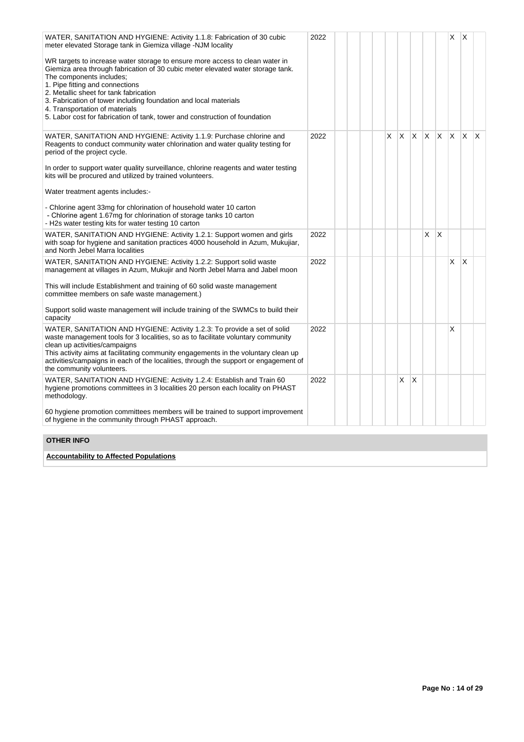| | | | | | | | | | | | | | |
|---|---|---|---|---|---|---|---|---|---|---|---|---|---|
| WATER, SANITATION AND HYGIENE: Activity 1.1.8: Fabrication of 30 cubic meter elevated Storage tank in Giemiza village -NJM locality<br><br>WR targets to increase water storage to ensure more access to clean water in Giemiza area through fabrication of 30 cubic meter elevated water storage tank.<br>The components includes;<br>1. Pipe fitting and connections<br>2. Metallic sheet for tank fabrication<br>3. Fabrication of tower including foundation and local materials<br>4. Transportation of materials<br>5. Labor cost for fabrication of tank, tower and construction of foundation | 2022 | | | | | | | | | X | X | |
| WATER, SANITATION AND HYGIENE: Activity 1.1.9: Purchase chlorine and Reagents to conduct community water chlorination and water quality testing for period of the project cycle.<br><br>In order to support water quality surveillance, chlorine reagents and water testing kits will be procured and utilized by trained volunteers.<br><br>Water treatment agents includes:-<br><br>- Chlorine agent 33mg for chlorination of household water 10 carton<br>- Chlorine agent 1.67mg for chlorination of storage tanks 10 carton<br>- H2s water testing kits for water testing 10 carton | 2022 | | | | | X | X | X | X | X | X | X | X |
| WATER, SANITATION AND HYGIENE: Activity 1.2.1: Support women and girls with soap for hygiene and sanitation practices 4000 household in Azum, Mukujiar, and North Jebel Marra localities | 2022 | | | | | | | | X | X | | | |
| WATER, SANITATION AND HYGIENE: Activity 1.2.2: Support solid waste management at villages in Azum, Mukujir and North Jebel Marra and Jabel moon<br><br>This will include Establishment and training of 60 solid waste management committee members on safe waste management.)<br><br>Support solid waste management will include training of the SWMCs to build their capacity | 2022 | | | | | | | | | | X | X | |
| WATER, SANITATION AND HYGIENE: Activity 1.2.3: To provide a set of solid waste management tools for 3 localities, so as to facilitate voluntary community clean up activities/campaigns<br>This activity aims at facilitating community engagements in the voluntary clean up activities/campaigns in each of the localities, through the support or engagement of the community volunteers. | 2022 | | | | | | | | | | X | | |
| WATER, SANITATION AND HYGIENE: Activity 1.2.4: Establish and Train 60 hygiene promotions committees in 3 localities 20 person each locality on PHAST methodology.<br><br>60 hygiene promotion committees members will be trained to support improvement of hygiene in the community through PHAST approach. | 2022 | | | | | | X | X | | | | | |

## OTHER INFO

**Accountability to Affected Populations**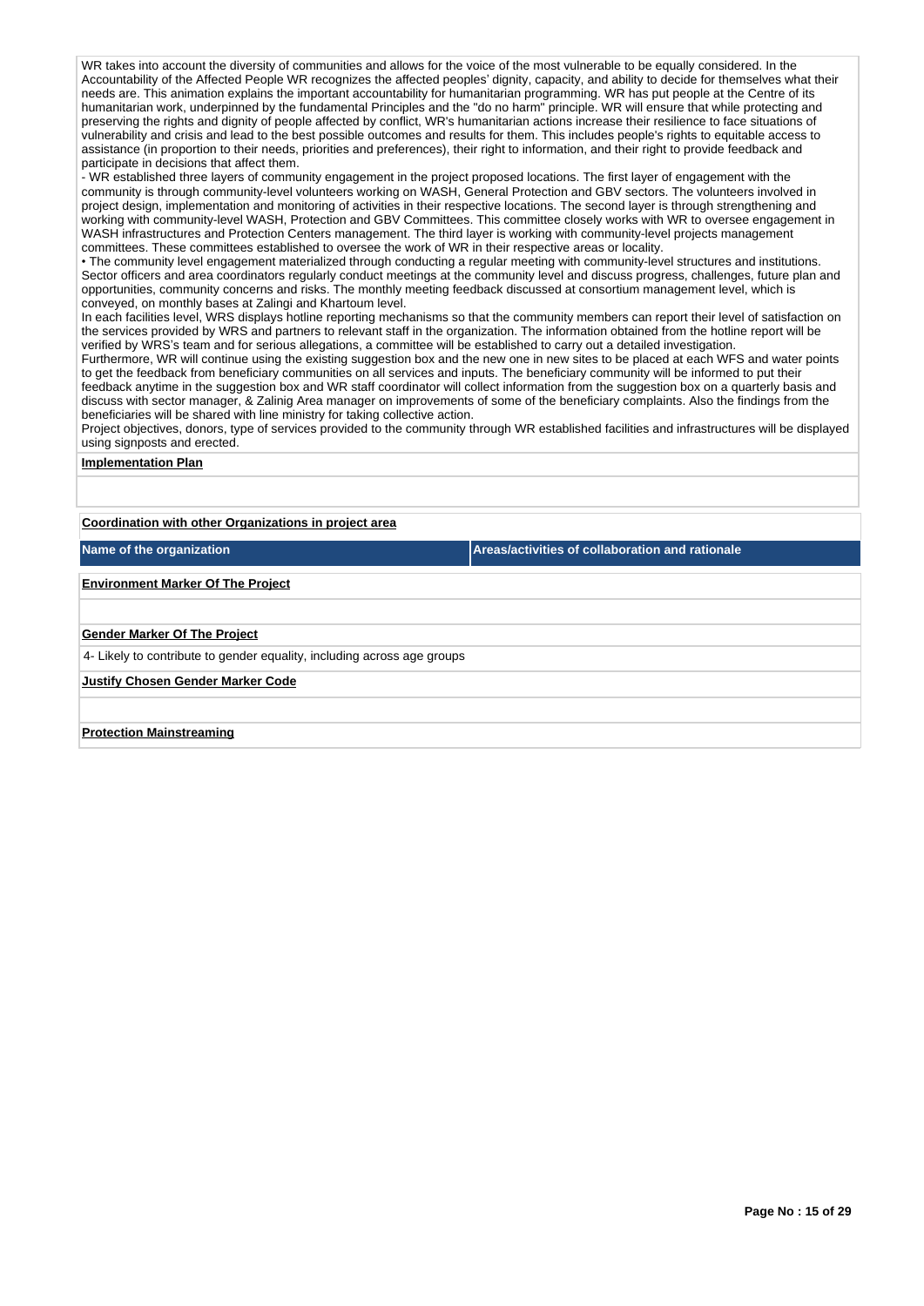WR takes into account the diversity of communities and allows for the voice of the most vulnerable to be equally considered. In the Accountability of the Affected People WR recognizes the affected peoples' dignity, capacity, and ability to decide for themselves what their needs are. This animation explains the important accountability for humanitarian programming. WR has put people at the Centre of its humanitarian work, underpinned by the fundamental Principles and the "do no harm" principle. WR will ensure that while protecting and preserving the rights and dignity of people affected by conflict, WR's humanitarian actions increase their resilience to face situations of vulnerability and crisis and lead to the best possible outcomes and results for them. This includes people's rights to equitable access to assistance (in proportion to their needs, priorities and preferences), their right to information, and their right to provide feedback and participate in decisions that affect them.

- WR established three layers of community engagement in the project proposed locations. The first layer of engagement with the community is through community-level volunteers working on WASH, General Protection and GBV sectors. The volunteers involved in project design, implementation and monitoring of activities in their respective locations. The second layer is through strengthening and working with community-level WASH, Protection and GBV Committees. This committee closely works with WR to oversee engagement in WASH infrastructures and Protection Centers management. The third layer is working with community-level projects management committees. These committees established to oversee the work of WR in their respective areas or locality.

• The community level engagement materialized through conducting a regular meeting with community-level structures and institutions. Sector officers and area coordinators regularly conduct meetings at the community level and discuss progress, challenges, future plan and opportunities, community concerns and risks. The monthly meeting feedback discussed at consortium management level, which is conveyed, on monthly bases at Zalingi and Khartoum level.

In each facilities level, WRS displays hotline reporting mechanisms so that the community members can report their level of satisfaction on the services provided by WRS and partners to relevant staff in the organization. The information obtained from the hotline report will be verified by WRS's team and for serious allegations, a committee will be established to carry out a detailed investigation.

Furthermore, WR will continue using the existing suggestion box and the new one in new sites to be placed at each WFS and water points to get the feedback from beneficiary communities on all services and inputs. The beneficiary community will be informed to put their feedback anytime in the suggestion box and WR staff coordinator will collect information from the suggestion box on a quarterly basis and discuss with sector manager, & Zalinig Area manager on improvements of some of the beneficiary complaints. Also the findings from the beneficiaries will be shared with line ministry for taking collective action.

Project objectives, donors, type of services provided to the community through WR established facilities and infrastructures will be displayed using signposts and erected.

**Implementation Plan**

**Coordination with other Organizations in project area**

| Name of the organization | Areas/activities of collaboration and rationale |
|---|---|

**Environment Marker Of The Project**

**Gender Marker Of The Project**

4- Likely to contribute to gender equality, including across age groups

**Justify Chosen Gender Marker Code**

**Protection Mainstreaming**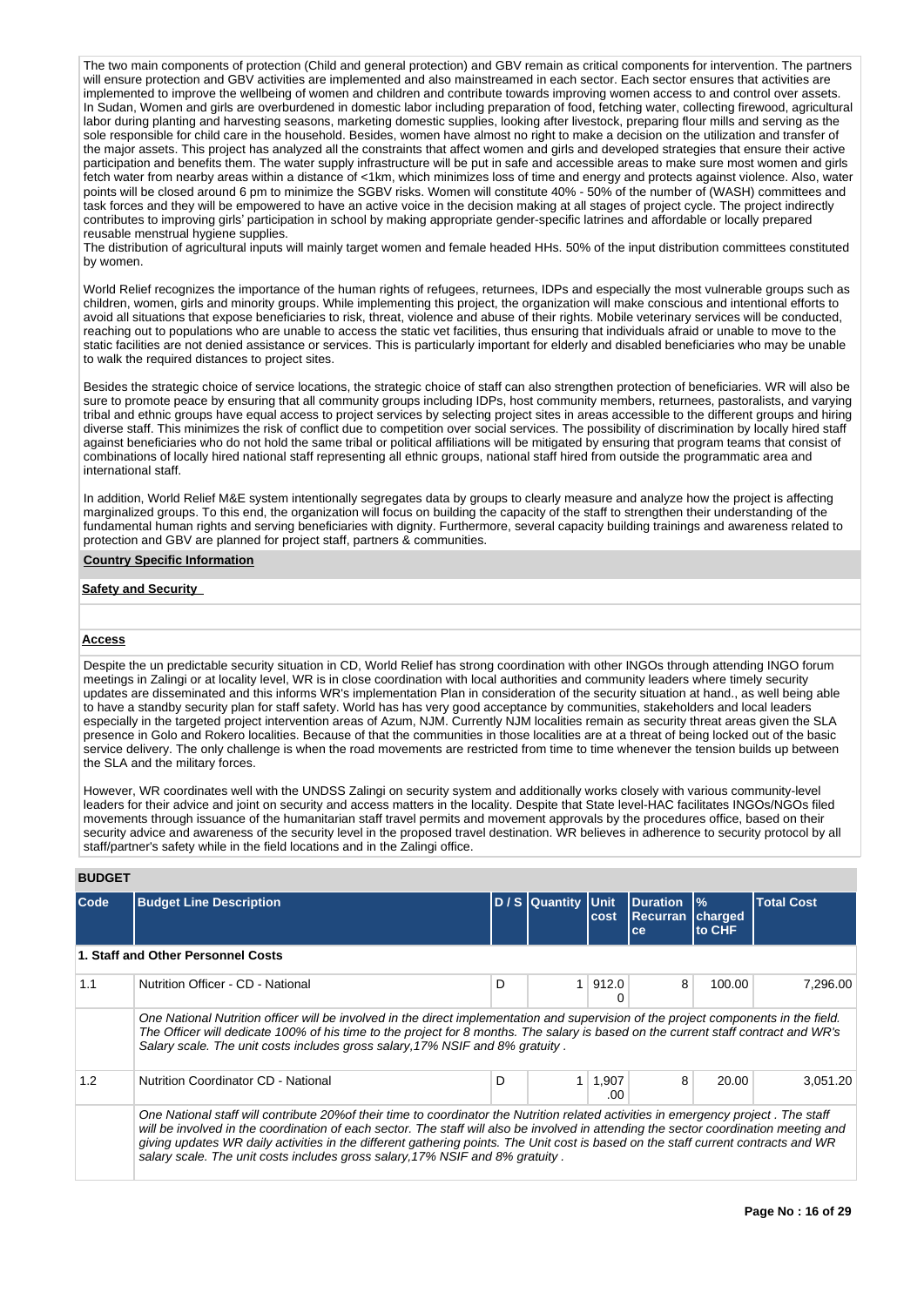The two main components of protection (Child and general protection) and GBV remain as critical components for intervention. The partners will ensure protection and GBV activities are implemented and also mainstreamed in each sector. Each sector ensures that activities are implemented to improve the wellbeing of women and children and contribute towards improving women access to and control over assets. In Sudan, Women and girls are overburdened in domestic labor including preparation of food, fetching water, collecting firewood, agricultural labor during planting and harvesting seasons, marketing domestic supplies, looking after livestock, preparing flour mills and serving as the sole responsible for child care in the household. Besides, women have almost no right to make a decision on the utilization and transfer of the major assets. This project has analyzed all the constraints that affect women and girls and developed strategies that ensure their active participation and benefits them. The water supply infrastructure will be put in safe and accessible areas to make sure most women and girls fetch water from nearby areas within a distance of <1km, which minimizes loss of time and energy and protects against violence. Also, water points will be closed around 6 pm to minimize the SGBV risks. Women will constitute 40% - 50% of the number of (WASH) committees and task forces and they will be empowered to have an active voice in the decision making at all stages of project cycle. The project indirectly contributes to improving girls' participation in school by making appropriate gender-specific latrines and affordable or locally prepared reusable menstrual hygiene supplies.
The distribution of agricultural inputs will mainly target women and female headed HHs. 50% of the input distribution committees constituted by women.

World Relief recognizes the importance of the human rights of refugees, returnees, IDPs and especially the most vulnerable groups such as children, women, girls and minority groups. While implementing this project, the organization will make conscious and intentional efforts to avoid all situations that expose beneficiaries to risk, threat, violence and abuse of their rights. Mobile veterinary services will be conducted, reaching out to populations who are unable to access the static vet facilities, thus ensuring that individuals afraid or unable to move to the static facilities are not denied assistance or services. This is particularly important for elderly and disabled beneficiaries who may be unable to walk the required distances to project sites.

Besides the strategic choice of service locations, the strategic choice of staff can also strengthen protection of beneficiaries. WR will also be sure to promote peace by ensuring that all community groups including IDPs, host community members, returnees, pastoralists, and varying tribal and ethnic groups have equal access to project services by selecting project sites in areas accessible to the different groups and hiring diverse staff. This minimizes the risk of conflict due to competition over social services. The possibility of discrimination by locally hired staff against beneficiaries who do not hold the same tribal or political affiliations will be mitigated by ensuring that program teams that consist of combinations of locally hired national staff representing all ethnic groups, national staff hired from outside the programmatic area and international staff.

In addition, World Relief M&E system intentionally segregates data by groups to clearly measure and analyze how the project is affecting marginalized groups. To this end, the organization will focus on building the capacity of the staff to strengthen their understanding of the fundamental human rights and serving beneficiaries with dignity. Furthermore, several capacity building trainings and awareness related to protection and GBV are planned for project staff, partners & communities.

**Country Specific Information**

**Safety and Security**

**Access**

Despite the un predictable security situation in CD, World Relief has strong coordination with other INGOs through attending INGO forum meetings in Zalingi or at locality level, WR is in close coordination with local authorities and community leaders where timely security updates are disseminated and this informs WR's implementation Plan in consideration of the security situation at hand., as well being able to have a standby security plan for staff safety. World has has very good acceptance by communities, stakeholders and local leaders especially in the targeted project intervention areas of Azum, NJM. Currently NJM localities remain as security threat areas given the SLA presence in Golo and Rokero localities. Because of that the communities in those localities are at a threat of being locked out of the basic service delivery. The only challenge is when the road movements are restricted from time to time whenever the tension builds up between the SLA and the military forces.

However, WR coordinates well with the UNDSS Zalingi on security system and additionally works closely with various community-level leaders for their advice and joint on security and access matters in the locality. Despite that State level-HAC facilitates INGOs/NGOs filed movements through issuance of the humanitarian staff travel permits and movement approvals by the procedures office, based on their security advice and awareness of the security level in the proposed travel destination. WR believes in adherence to security protocol by all staff/partner's safety while in the field locations and in the Zalingi office.

**BUDGET**

| Code | Budget Line Description | D / S | Quantity | Unit cost | Duration Recurrance | % charged to CHF | Total Cost |
|---|---|---|---|---|---|---|---|
| **1. Staff and Other Personnel Costs** | | | | | | | |
| 1.1 | Nutrition Officer - CD - National | D | 1 | 912.00 | 8 | 100.00 | 7,296.00 |
| | *One National Nutrition officer will be involved in the direct implementation and supervision of the project components in the field. The Officer will dedicate 100% of his time to the project for 8 months. The salary is based on the current staff contract and WR's Salary scale. The unit costs includes gross salary,17% NSIF and 8% gratuity .* | | | | | | |
| 1.2 | Nutrition Coordinator CD - National | D | 1 | 1,907.00 | 8 | 20.00 | 3,051.20 |
| | *One National staff will contribute 20%of their time to coordinator the Nutrition related activities in emergency project . The staff will be involved in the coordination of each sector. The staff will also be involved in attending the sector coordination meeting and giving updates WR daily activities in the different gathering points. The Unit cost is based on the staff current contracts and WR salary scale. The unit costs includes gross salary,17% NSIF and 8% gratuity .* | | | | | | |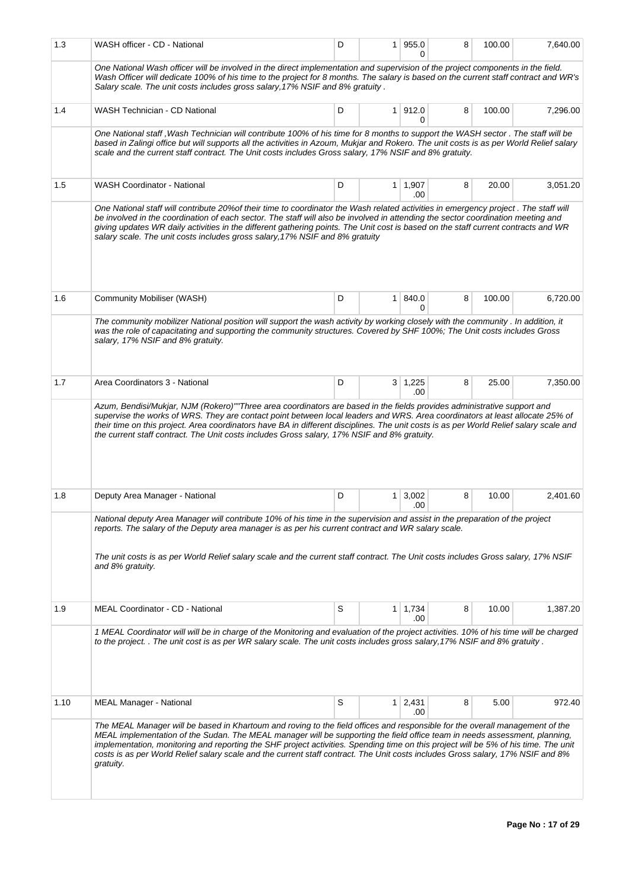| | | | | | | | |
|---|---|---|---|---|---|---|---|
| 1.3 | WASH officer - CD - National | D | 1 | 955.00 | 8 | 100.00 | 7,640.00 |
| | One National Wash officer will be involved in the direct implementation and supervision of the project components in the field. Wash Officer will dedicate 100% of his time to the project for 8 months. The salary is based on the current staff contract and WR's Salary scale. The unit costs includes gross salary,17% NSIF and 8% gratuity . | | | | | | |
| 1.4 | WASH Technician - CD National | D | 1 | 912.00 | 8 | 100.00 | 7,296.00 |
| | One National staff ,Wash Technician will contribute 100% of his time for 8 months to support the WASH sector . The staff will be based in Zalingi office but will supports all the activities in Azoum, Mukjar and Rokero. The unit costs is as per World Relief salary scale and the current staff contract. The Unit costs includes Gross salary, 17% NSIF and 8% gratuity. | | | | | | |
| 1.5 | WASH Coordinator - National | D | 1 | 1,907.00 | 8 | 20.00 | 3,051.20 |
| | One National staff will contribute 20%of their time to coordinator the Wash related activities in emergency project . The staff will be involved in the coordination of each sector. The staff will also be involved in attending the sector coordination meeting and giving updates WR daily activities in the different gathering points. The Unit cost is based on the staff current contracts and WR salary scale. The unit costs includes gross salary,17% NSIF and 8% gratuity | | | | | | |
| 1.6 | Community Mobiliser (WASH) | D | 1 | 840.00 | 8 | 100.00 | 6,720.00 |
| | The community mobilizer National position will support the wash activity by working closely with the community . In addition, it was the role of capacitating and supporting the community structures. Covered by SHF 100%; The Unit costs includes Gross salary, 17% NSIF and 8% gratuity. | | | | | | |
| 1.7 | Area Coordinators 3 - National | D | 3 | 1,225.00 | 8 | 25.00 | 7,350.00 |
| | Azum, Bendisi/Mukjar, NJM (Rokero)""Three area coordinators are based in the fields provides administrative support and supervise the works of WRS. They are contact point between local leaders and WRS. Area coordinators at least allocate 25% of their time on this project. Area coordinators have BA in different disciplines. The unit costs is as per World Relief salary scale and the current staff contract. The Unit costs includes Gross salary, 17% NSIF and 8% gratuity. | | | | | | |
| 1.8 | Deputy Area Manager - National | D | 1 | 3,002.00 | 8 | 10.00 | 2,401.60 |
| | National deputy Area Manager will contribute 10% of his time in the supervision and assist in the preparation of the project reports. The salary of the Deputy area manager is as per his current contract and WR salary scale.<br><br>The unit costs is as per World Relief salary scale and the current staff contract. The Unit costs includes Gross salary, 17% NSIF and 8% gratuity. | | | | | | |
| 1.9 | MEAL Coordinator - CD - National | S | 1 | 1,734.00 | 8 | 10.00 | 1,387.20 |
| | 1 MEAL Coordinator will will be in charge of the Monitoring and evaluation of the project activities. 10% of his time will be charged to the project. . The unit cost is as per WR salary scale. The unit costs includes gross salary,17% NSIF and 8% gratuity . | | | | | | |
| 1.10 | MEAL Manager - National | S | 1 | 2,431.00 | 8 | 5.00 | 972.40 |
| | The MEAL Manager will be based in Khartoum and roving to the field offices and responsible for the overall management of the MEAL implementation of the Sudan. The MEAL manager will be supporting the field office team in needs assessment, planning, implementation, monitoring and reporting the SHF project activities. Spending time on this project will be 5% of his time. The unit costs is as per World Relief salary scale and the current staff contract. The Unit costs includes Gross salary, 17% NSIF and 8% gratuity. | | | | | | |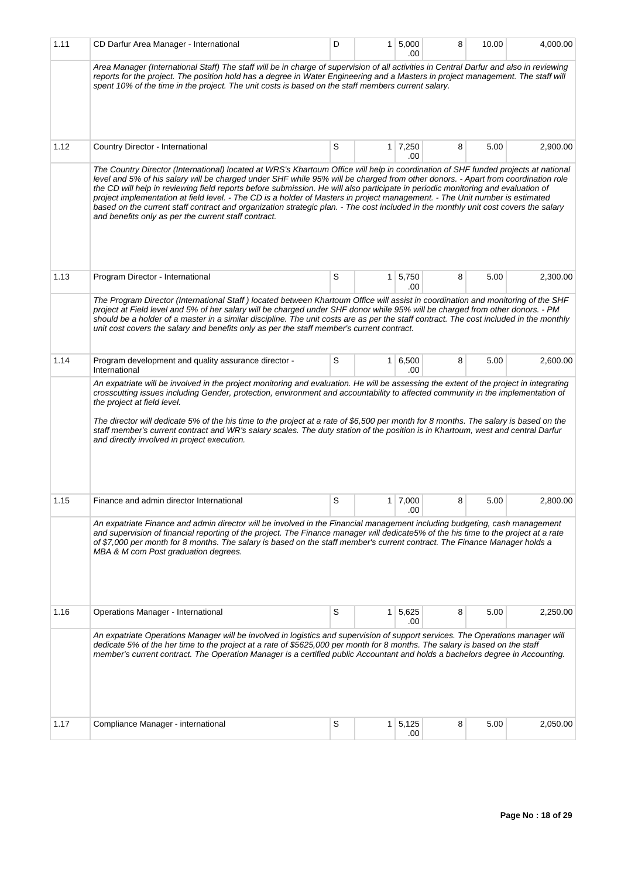| | | | | | | | |
|---|---|---|---|---|---|---|---|
| 1.11 | CD Darfur Area Manager - International | D | 1 | 5,000.00 | 8 | 10.00 | 4,000.00 |
| | *Area Manager (International Staff) The staff will be in charge of supervision of all activities in Central Darfur and also in reviewing reports for the project. The position hold has a degree in Water Engineering and a Masters in project management. The staff will spent 10% of the time in the project. The unit costs is based on the staff members current salary.* | | | | | | |
| 1.12 | Country Director - International | S | 1 | 7,250.00 | 8 | 5.00 | 2,900.00 |
| | *The Country Director (International) located at WRS's Khartoum Office will help in coordination of SHF funded projects at national level and 5% of his salary will be charged under SHF while 95% will be charged from other donors. - Apart from coordination role the CD will help in reviewing field reports before submission. He will also participate in periodic monitoring and evaluation of project implementation at field level. - The CD is a holder of Masters in project management. - The Unit number is estimated based on the current staff contract and organization strategic plan. - The cost included in the monthly unit cost covers the salary and benefits only as per the current staff contract.* | | | | | | |
| 1.13 | Program Director - International | S | 1 | 5,750.00 | 8 | 5.00 | 2,300.00 |
| | *The Program Director (International Staff ) located between Khartoum Office will assist in coordination and monitoring of the SHF project at Field level and 5% of her salary will be charged under SHF donor while 95% will be charged from other donors. - PM should be a holder of a master in a similar discipline. The unit costs are as per the staff contract. The cost included in the monthly unit cost covers the salary and benefits only as per the staff member's current contract.* | | | | | | |
| 1.14 | Program development and quality assurance director - International | S | 1 | 6,500.00 | 8 | 5.00 | 2,600.00 |
| | *An expatriate will be involved in the project monitoring and evaluation. He will be assessing the extent of the project in integrating crosscutting issues including Gender, protection, environment and accountability to affected community in the implementation of the project at field level.*<br><br>*The director will dedicate 5% of the his time to the project at a rate of $6,500 per month for 8 months. The salary is based on the staff member's current contract and WR's salary scales. The duty station of the position is in Khartoum, west and central Darfur and directly involved in project execution.* | | | | | | |
| 1.15 | Finance and admin director International | S | 1 | 7,000.00 | 8 | 5.00 | 2,800.00 |
| | *An expatriate Finance and admin director will be involved in the Financial management including budgeting, cash management and supervision of financial reporting of the project. The Finance manager will dedicate5% of the his time to the project at a rate of $7,000 per month for 8 months. The salary is based on the staff member's current contract. The Finance Manager holds a MBA & M com Post graduation degrees.* | | | | | | |
| 1.16 | Operations Manager - International | S | 1 | 5,625.00 | 8 | 5.00 | 2,250.00 |
| | *An expatriate Operations Manager will be involved in logistics and supervision of support services. The Operations manager will dedicate 5% of the her time to the project at a rate of $5625,000 per month for 8 months. The salary is based on the staff member's current contract. The Operation Manager is a certified public Accountant and holds a bachelors degree in Accounting.* | | | | | | |
| 1.17 | Compliance Manager - international | S | 1 | 5,125.00 | 8 | 5.00 | 2,050.00 |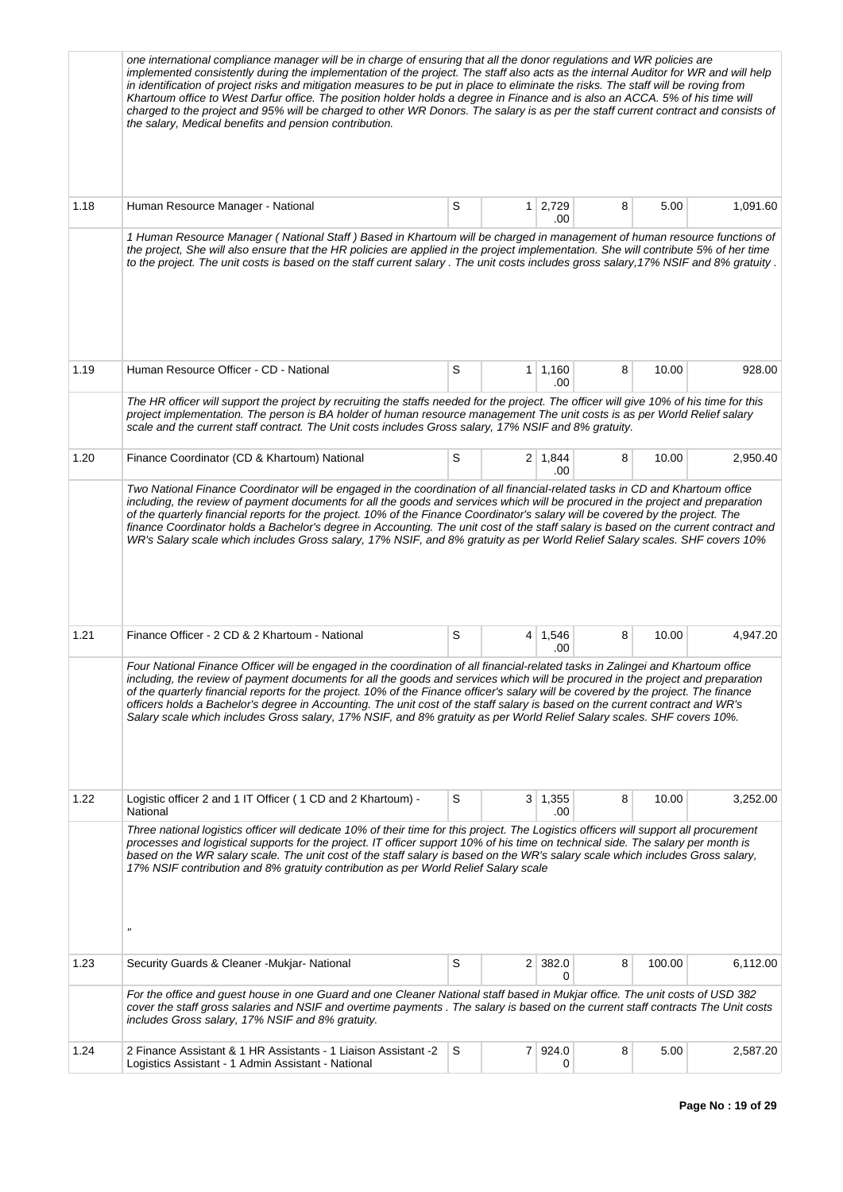| | | | | | | | |
|---|---|---|---|---|---|---|---|
| | one international compliance manager will be in charge of ensuring that all the donor regulations and WR policies are implemented consistently during the implementation of the project. The staff also acts as the internal Auditor for WR and will help in identification of project risks and mitigation measures to be put in place to eliminate the risks. The staff will be roving from Khartoum office to West Darfur office. The position holder holds a degree in Finance and is also an ACCA. 5% of his time will charged to the project and 95% will be charged to other WR Donors. The salary is as per the staff current contract and consists of the salary, Medical benefits and pension contribution. | | | | | | |
| 1.18 | Human Resource Manager - National | S | 1 | 2,729.00 | 8 | 5.00 | 1,091.60 |
| | 1 Human Resource Manager ( National Staff ) Based in Khartoum will be charged in management of human resource functions of the project, She will also ensure that the HR policies are applied in the project implementation. She will contribute 5% of her time to the project. The unit costs is based on the staff current salary . The unit costs includes gross salary,17% NSIF and 8% gratuity . | | | | | | |
| 1.19 | Human Resource Officer - CD - National | S | 1 | 1,160.00 | 8 | 10.00 | 928.00 |
| | The HR officer will support the project by recruiting the staffs needed for the project. The officer will give 10% of his time for this project implementation. The person is BA holder of human resource management The unit costs is as per World Relief salary scale and the current staff contract. The Unit costs includes Gross salary, 17% NSIF and 8% gratuity. | | | | | | |
| 1.20 | Finance Coordinator (CD & Khartoum) National | S | 2 | 1,844.00 | 8 | 10.00 | 2,950.40 |
| | Two National Finance Coordinator will be engaged in the coordination of all financial-related tasks in CD and Khartoum office including, the review of payment documents for all the goods and services which will be procured in the project and preparation of the quarterly financial reports for the project. 10% of the Finance Coordinator's salary will be covered by the project. The finance Coordinator holds a Bachelor's degree in Accounting. The unit cost of the staff salary is based on the current contract and WR's Salary scale which includes Gross salary, 17% NSIF, and 8% gratuity as per World Relief Salary scales. SHF covers 10% | | | | | | |
| 1.21 | Finance Officer - 2 CD & 2 Khartoum - National | S | 4 | 1,546.00 | 8 | 10.00 | 4,947.20 |
| | Four National Finance Officer will be engaged in the coordination of all financial-related tasks in Zalingei and Khartoum office including, the review of payment documents for all the goods and services which will be procured in the project and preparation of the quarterly financial reports for the project. 10% of the Finance officer's salary will be covered by the project. The finance officers holds a Bachelor's degree in Accounting. The unit cost of the staff salary is based on the current contract and WR's Salary scale which includes Gross salary, 17% NSIF, and 8% gratuity as per World Relief Salary scales. SHF covers 10%. | | | | | | |
| 1.22 | Logistic officer 2 and 1 IT Officer ( 1 CD and 2 Khartoum) - National | S | 3 | 1,355.00 | 8 | 10.00 | 3,252.00 |
| | Three national logistics officer will dedicate 10% of their time for this project. The Logistics officers will support all procurement processes and logistical supports for the project. IT officer support 10% of his time on technical side. The salary per month is based on the WR salary scale. The unit cost of the staff salary is based on the WR's salary scale which includes Gross salary, 17% NSIF contribution and 8% gratuity contribution as per World Relief Salary scale<br><br>" | | | | | | |
| 1.23 | Security Guards & Cleaner -Mukjar- National | S | 2 | 382.00 | 8 | 100.00 | 6,112.00 |
| | For the office and guest house in one Guard and one Cleaner National staff based in Mukjar office. The unit costs of USD 382 cover the staff gross salaries and NSIF and overtime payments . The salary is based on the current staff contracts The Unit costs includes Gross salary, 17% NSIF and 8% gratuity. | | | | | | |
| 1.24 | 2 Finance Assistant & 1 HR Assistants - 1 Liaison Assistant -2 Logistics Assistant - 1 Admin Assistant - National | S | 7 | 924.00 | 8 | 5.00 | 2,587.20 |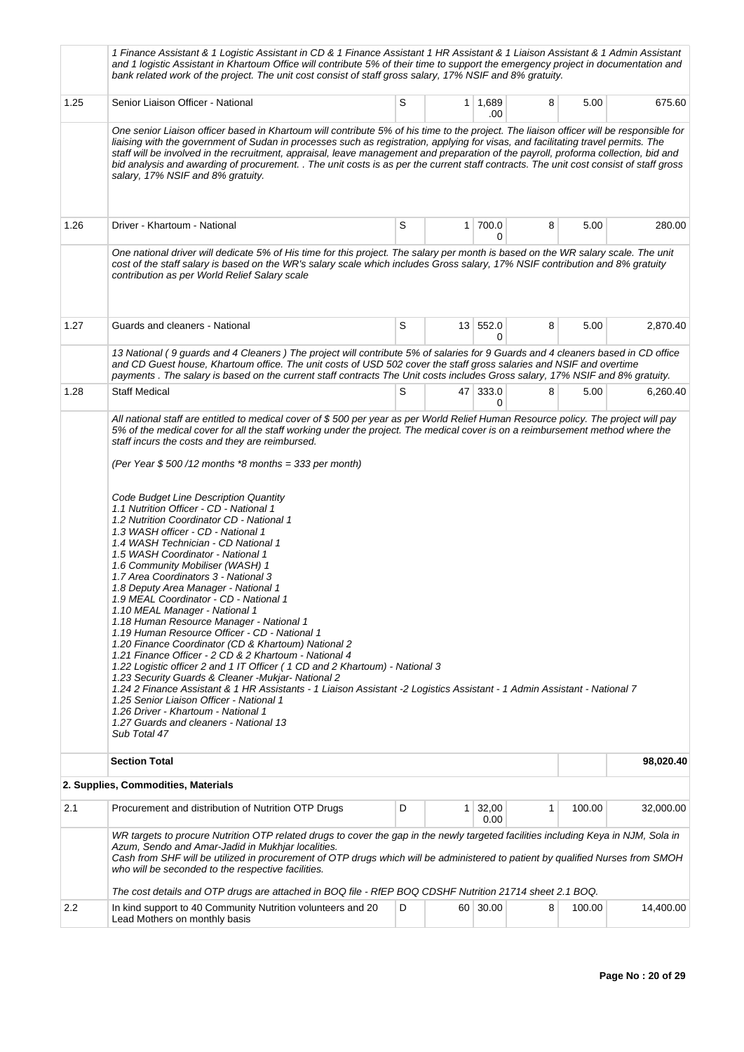| | | | | | | | |
|---|---|---|---|---|---|---|---|
| | *1 Finance Assistant & 1 Logistic Assistant in CD & 1 Finance Assistant 1 HR Assistant & 1 Liaison Assistant & 1 Admin Assistant and 1 logistic Assistant in Khartoum Office will contribute 5% of their time to support the emergency project in documentation and bank related work of the project. The unit cost consist of staff gross salary, 17% NSIF and 8% gratuity.* | | | | | | |
| 1.25 | Senior Liaison Officer - National | S | 1 | 1,689.00 | 8 | 5.00 | 675.60 |
| | *One senior Liaison officer based in Khartoum will contribute 5% of his time to the project. The liaison officer will be responsible for liaising with the government of Sudan in processes such as registration, applying for visas, and facilitating travel permits. The staff will be involved in the recruitment, appraisal, leave management and preparation of the payroll, proforma collection, bid and bid analysis and awarding of procurement. . The unit costs is as per the current staff contracts. The unit cost consist of staff gross salary, 17% NSIF and 8% gratuity.* | | | | | | |
| 1.26 | Driver - Khartoum - National | S | 1 | 700.00 | 8 | 5.00 | 280.00 |
| | *One national driver will dedicate 5% of His time for this project. The salary per month is based on the WR salary scale. The unit cost of the staff salary is based on the WR's salary scale which includes Gross salary, 17% NSIF contribution and 8% gratuity contribution as per World Relief Salary scale* | | | | | | |
| 1.27 | Guards and cleaners - National | S | 13 | 552.00 | 8 | 5.00 | 2,870.40 |
| | *13 National ( 9 guards and 4 Cleaners ) The project will contribute 5% of salaries for 9 Guards and 4 cleaners based in CD office and CD Guest house, Khartoum office. The unit costs of USD 502 cover the staff gross salaries and NSIF and overtime payments . The salary is based on the current staff contracts The Unit costs includes Gross salary, 17% NSIF and 8% gratuity.* | | | | | | |
| 1.28 | Staff Medical | S | 47 | 333.00 | 8 | 5.00 | 6,260.40 |
| | *All national staff are entitled to medical cover of $ 500 per year as per World Relief Human Resource policy. The project will pay 5% of the medical cover for all the staff working under the project. The medical cover is on a reimbursement method where the staff incurs the costs and they are reimbursed.*<br><br>*(Per Year $ 500 /12 months *8 months = 333 per month)*<br><br>*Code Budget Line Description Quantity*<br>*1.1 Nutrition Officer - CD - National 1*<br>*1.2 Nutrition Coordinator CD - National 1*<br>*1.3 WASH officer - CD - National 1*<br>*1.4 WASH Technician - CD National 1*<br>*1.5 WASH Coordinator - National 1*<br>*1.6 Community Mobiliser (WASH) 1*<br>*1.7 Area Coordinators 3 - National 3*<br>*1.8 Deputy Area Manager - National 1*<br>*1.9 MEAL Coordinator - CD - National 1*<br>*1.10 MEAL Manager - National 1*<br>*1.18 Human Resource Manager - National 1*<br>*1.19 Human Resource Officer - CD - National 1*<br>*1.20 Finance Coordinator (CD & Khartoum) National 2*<br>*1.21 Finance Officer - 2 CD & 2 Khartoum - National 4*<br>*1.22 Logistic officer 2 and 1 IT Officer ( 1 CD and 2 Khartoum) - National 3*<br>*1.23 Security Guards & Cleaner -Mukjar- National 2*<br>*1.24 2 Finance Assistant & 1 HR Assistants - 1 Liaison Assistant -2 Logistics Assistant - 1 Admin Assistant - National 7*<br>*1.25 Senior Liaison Officer - National 1*<br>*1.26 Driver - Khartoum - National 1*<br>*1.27 Guards and cleaners - National 13*<br>*Sub Total 47* | | | | | | |
| | **Section Total** | | | | | | **98,020.40** |
| **2. Supplies, Commodities, Materials** | | | | | | | |
| 2.1 | Procurement and distribution of Nutrition OTP Drugs | D | 1 | 32,000.00 | 1 | 100.00 | 32,000.00 |
| | *WR targets to procure Nutrition OTP related drugs to cover the gap in the newly targeted facilities including Keya in NJM, Sola in Azum, Sendo and Amar-Jadid in Mukhjar localities.*<br>*Cash from SHF will be utilized in procurement of OTP drugs which will be administered to patient by qualified Nurses from SMOH who will be seconded to the respective facilities.*<br><br>*The cost details and OTP drugs are attached in BOQ file - RfEP BOQ CDSHF Nutrition 21714 sheet 2.1 BOQ.* | | | | | | |
| 2.2 | In kind support to 40 Community Nutrition volunteers and 20 Lead Mothers on monthly basis | D | 60 | 30.00 | 8 | 100.00 | 14,400.00 |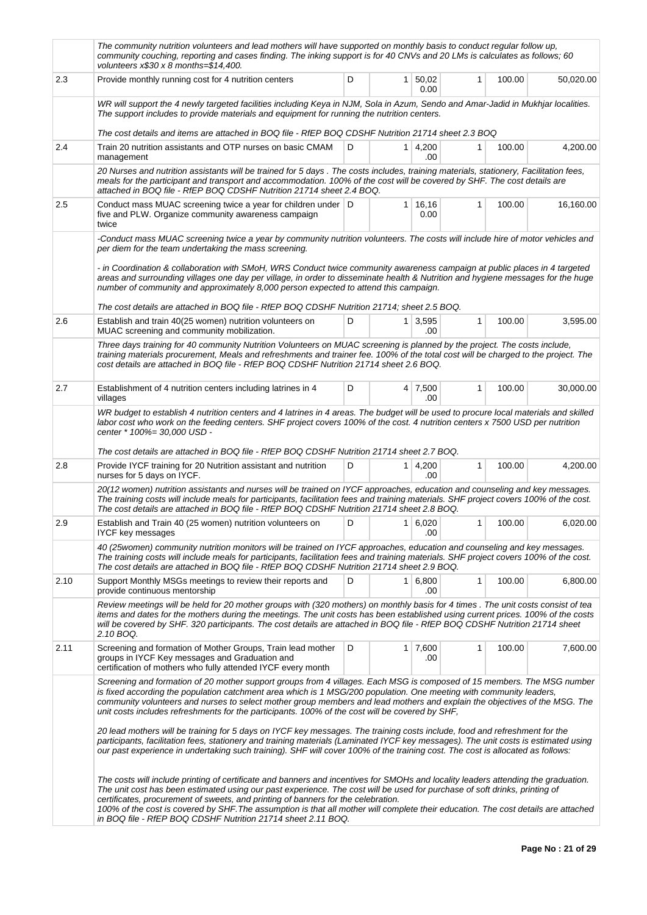| | | | | | | | |
|---|---|---|---|---|---|---|---|
| | *The community nutrition volunteers and lead mothers will have supported on monthly basis to conduct regular follow up, community couching, reporting and cases finding. The inking support is for 40 CNVs and 20 LMs is calculates as follows; 60 volunteers x$30 x 8 months=$14,400.* | | | | | | |
| 2.3 | Provide monthly running cost for 4 nutrition centers | D | 1 | 50,020.00 | 1 | 100.00 | 50,020.00 |
| | *WR will support the 4 newly targeted facilities including Keya in NJM, Sola in Azum, Sendo and Amar-Jadid in Mukhjar localities. The support includes to provide materials and equipment for running the nutrition centers.*<br><br>*The cost details and items are attached in BOQ file - RfEP BOQ CDSHF Nutrition 21714 sheet 2.3 BOQ* | | | | | | |
| 2.4 | Train 20 nutrition assistants and OTP nurses on basic CMAM management | D | 1 | 4,200.00 | 1 | 100.00 | 4,200.00 |
| | *20 Nurses and nutrition assistants will be trained for 5 days . The costs includes, training materials, stationery, Facilitation fees, meals for the participant and transport and accommodation. 100% of the cost will be covered by SHF. The cost details are attached in BOQ file - RfEP BOQ CDSHF Nutrition 21714 sheet 2.4 BOQ.* | | | | | | |
| 2.5 | Conduct mass MUAC screening twice a year for children under five and PLW. Organize community awareness campaign twice | D | 1 | 16,160.00 | 1 | 100.00 | 16,160.00 |
| | *-Conduct mass MUAC screening twice a year by community nutrition volunteers. The costs will include hire of motor vehicles and per diem for the team undertaking the mass screening.*<br><br>*- in Coordination & collaboration with SMoH, WRS Conduct twice community awareness campaign at public places in 4 targeted areas and surrounding villages one day per village, in order to disseminate health & Nutrition and hygiene messages for the huge number of community and approximately 8,000 person expected to attend this campaign.*<br><br>*The cost details are attached in BOQ file - RfEP BOQ CDSHF Nutrition 21714; sheet 2.5 BOQ.* | | | | | | |
| 2.6 | Establish and train 40(25 women) nutrition volunteers on MUAC screening and community mobilization. | D | 1 | 3,595.00 | 1 | 100.00 | 3,595.00 |
| | *Three days training for 40 community Nutrition Volunteers on MUAC screening is planned by the project. The costs include, training materials procurement, Meals and refreshments and trainer fee. 100% of the total cost will be charged to the project. The cost details are attached in BOQ file - RfEP BOQ CDSHF Nutrition 21714 sheet 2.6 BOQ.* | | | | | | |
| 2.7 | Establishment of 4 nutrition centers including latrines in 4 villages | D | 4 | 7,500.00 | 1 | 100.00 | 30,000.00 |
| | *WR budget to establish 4 nutrition centers and 4 latrines in 4 areas. The budget will be used to procure local materials and skilled labor cost who work on the feeding centers. SHF project covers 100% of the cost. 4 nutrition centers x 7500 USD per nutrition center * 100%= 30,000 USD -*<br><br>*The cost details are attached in BOQ file - RfEP BOQ CDSHF Nutrition 21714 sheet 2.7 BOQ.* | | | | | | |
| 2.8 | Provide IYCF training for 20 Nutrition assistant and nutrition nurses for 5 days on IYCF. | D | 1 | 4,200.00 | 1 | 100.00 | 4,200.00 |
| | *20(12 women) nutrition assistants and nurses will be trained on IYCF approaches, education and counseling and key messages. The training costs will include meals for participants, facilitation fees and training materials. SHF project covers 100% of the cost. The cost details are attached in BOQ file - RfEP BOQ CDSHF Nutrition 21714 sheet 2.8 BOQ.* | | | | | | |
| 2.9 | Establish and Train 40 (25 women) nutrition volunteers on IYCF key messages | D | 1 | 6,020.00 | 1 | 100.00 | 6,020.00 |
| | *40 (25women) community nutrition monitors will be trained on IYCF approaches, education and counseling and key messages. The training costs will include meals for participants, facilitation fees and training materials. SHF project covers 100% of the cost. The cost details are attached in BOQ file - RfEP BOQ CDSHF Nutrition 21714 sheet 2.9 BOQ.* | | | | | | |
| 2.10 | Support Monthly MSGs meetings to review their reports and provide continuous mentorship | D | 1 | 6,800.00 | 1 | 100.00 | 6,800.00 |
| | *Review meetings will be held for 20 mother groups with (320 mothers) on monthly basis for 4 times . The unit costs consist of tea items and dates for the mothers during the meetings. The unit costs has been established using current prices. 100% of the costs will be covered by SHF. 320 participants. The cost details are attached in BOQ file - RfEP BOQ CDSHF Nutrition 21714 sheet 2.10 BOQ.* | | | | | | |
| 2.11 | Screening and formation of Mother Groups, Train lead mother groups in IYCF Key messages and Graduation and certification of mothers who fully attended IYCF every month | D | 1 | 7,600.00 | 1 | 100.00 | 7,600.00 |
| | *Screening and formation of 20 mother support groups from 4 villages. Each MSG is composed of 15 members. The MSG number is fixed according the population catchment area which is 1 MSG/200 population. One meeting with community leaders, community volunteers and nurses to select mother group members and lead mothers and explain the objectives of the MSG. The unit costs includes refreshments for the participants. 100% of the cost will be covered by SHF,*<br><br>*20 lead mothers will be training for 5 days on IYCF key messages. The training costs include, food and refreshment for the participants, facilitation fees, stationery and training materials (Laminated IYCF key messages). The unit costs is estimated using our past experience in undertaking such training). SHF will cover 100% of the training cost. The cost is allocated as follows:*<br><br>*The costs will include printing of certificate and banners and incentives for SMOHs and locality leaders attending the graduation. The unit cost has been estimated using our past experience. The cost will be used for purchase of soft drinks, printing of certificates, procurement of sweets, and printing of banners for the celebration.*<br>*100% of the cost is covered by SHF.The assumption is that all mother will complete their education. The cost details are attached in BOQ file - RfEP BOQ CDSHF Nutrition 21714 sheet 2.11 BOQ.* | | | | | | |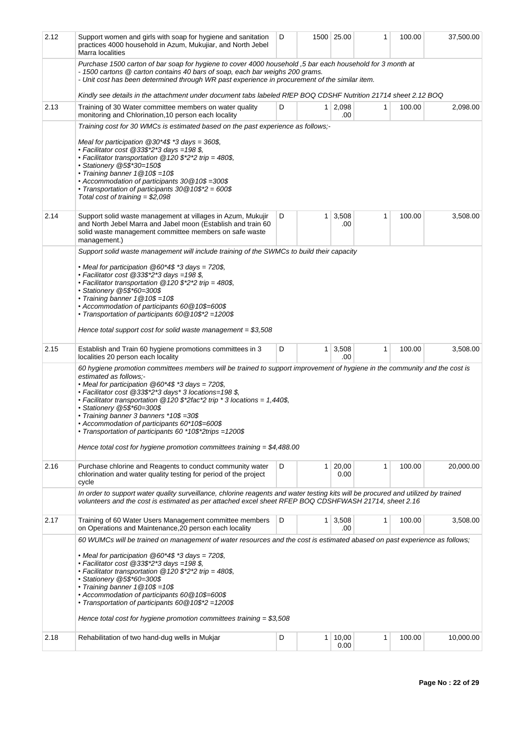| | | | | | | | |
|---|---|---|---|---|---|---|---|
| 2.12 | Support women and girls with soap for hygiene and sanitation practices 4000 household in Azum, Mukujiar, and North Jebel Marra localities | D | 1500 | 25.00 | 1 | 100.00 | 37,500.00 |
| | *Purchase 1500 carton of bar soap for hygiene to cover 4000 household ,5 bar each household for 3 month at*<br>*- 1500 cartons @ carton contains 40 bars of soap, each bar weighs 200 grams.*<br>*- Unit cost has been determined through WR past experience in procurement of the similar item.*<br><br>*Kindly see details in the attachment under document tabs labeled RfEP BOQ CDSHF Nutrition 21714 sheet 2.12 BOQ* | | | | | | |
| 2.13 | Training of 30 Water committee members on water quality monitoring and Chlorination,10 person each locality | D | 1 | 2,098.00 | 1 | 100.00 | 2,098.00 |
| | *Training cost for 30 WMCs is estimated based on the past experience as follows;-*<br><br>*Meal for participation @30*4$ *3 days = 360$,*<br>*• Facilitator cost @33$*2*3 days =198 $,*<br>*• Facilitator transportation @120 $*2*2 trip = 480$,*<br>*• Stationery @5$*30=150$*<br>*• Training banner 1@10$ =10$*<br>*• Accommodation of participants 30@10$ =300$*<br>*• Transportation of participants 30@10$*2 = 600$*<br>*Total cost of training = $2,098* | | | | | | |
| 2.14 | Support solid waste management at villages in Azum, Mukujir and North Jebel Marra and Jabel moon (Establish and train 60 solid waste management committee members on safe waste management.) | D | 1 | 3,508.00 | 1 | 100.00 | 3,508.00 |
| | *Support solid waste management will include training of the SWMCs to build their capacity*<br><br>*• Meal for participation @60*4$ *3 days = 720$,*<br>*• Facilitator cost @33$*2*3 days =198 $,*<br>*• Facilitator transportation @120 $*2*2 trip = 480$,*<br>*• Stationery @5$*60=300$*<br>*• Training banner 1@10$ =10$*<br>*• Accommodation of participants 60@10$=600$*<br>*• Transportation of participants 60@10$*2 =1200$*<br><br>*Hence total support cost for solid waste management = $3,508* | | | | | | |
| 2.15 | Establish and Train 60 hygiene promotions committees in 3 localities 20 person each locality | D | 1 | 3,508.00 | 1 | 100.00 | 3,508.00 |
| | *60 hygiene promotion committees members will be trained to support improvement of hygiene in the community and the cost is estimated as follows;-*<br>*• Meal for participation @60*4$ *3 days = 720$,*<br>*• Facilitator cost @33$*2*3 days* 3 locations=198 $,*<br>*• Facilitator transportation @120 $*2fac*2 trip * 3 locations = 1,440$,*<br>*• Stationery @5$*60=300$*<br>*• Training banner 3 banners *10$ =30$*<br>*• Accommodation of participants 60*10$=600$*<br>*• Transportation of participants 60 *10$*2trips =1200$*<br><br>*Hence total cost for hygiene promotion committees training = $4,488.00* | | | | | | |
| 2.16 | Purchase chlorine and Reagents to conduct community water chlorination and water quality testing for period of the project cycle | D | 1 | 20,000.00 | 1 | 100.00 | 20,000.00 |
| | *In order to support water quality surveillance, chlorine reagents and water testing kits will be procured and utilized by trained volunteers and the cost is estimated as per attached excel sheet RFEP BOQ CDSHFWASH 21714, sheet 2.16* | | | | | | |
| 2.17 | Training of 60 Water Users Management committee members on Operations and Maintenance,20 person each locality | D | 1 | 3,508.00 | 1 | 100.00 | 3,508.00 |
| | *60 WUMCs will be trained on management of water resources and the cost is estimated abased on past experience as follows;*<br><br>*• Meal for participation @60*4$ *3 days = 720$,*<br>*• Facilitator cost @33$*2*3 days =198 $,*<br>*• Facilitator transportation @120 $*2*2 trip = 480$,*<br>*• Stationery @5$*60=300$*<br>*• Training banner 1@10$ =10$*<br>*• Accommodation of participants 60@10$=600$*<br>*• Transportation of participants 60@10$*2 =1200$*<br><br>*Hence total cost for hygiene promotion committees training = $3,508* | | | | | | |
| 2.18 | Rehabilitation of two hand-dug wells in Mukjar | D | 1 | 10,000.00 | 1 | 100.00 | 10,000.00 |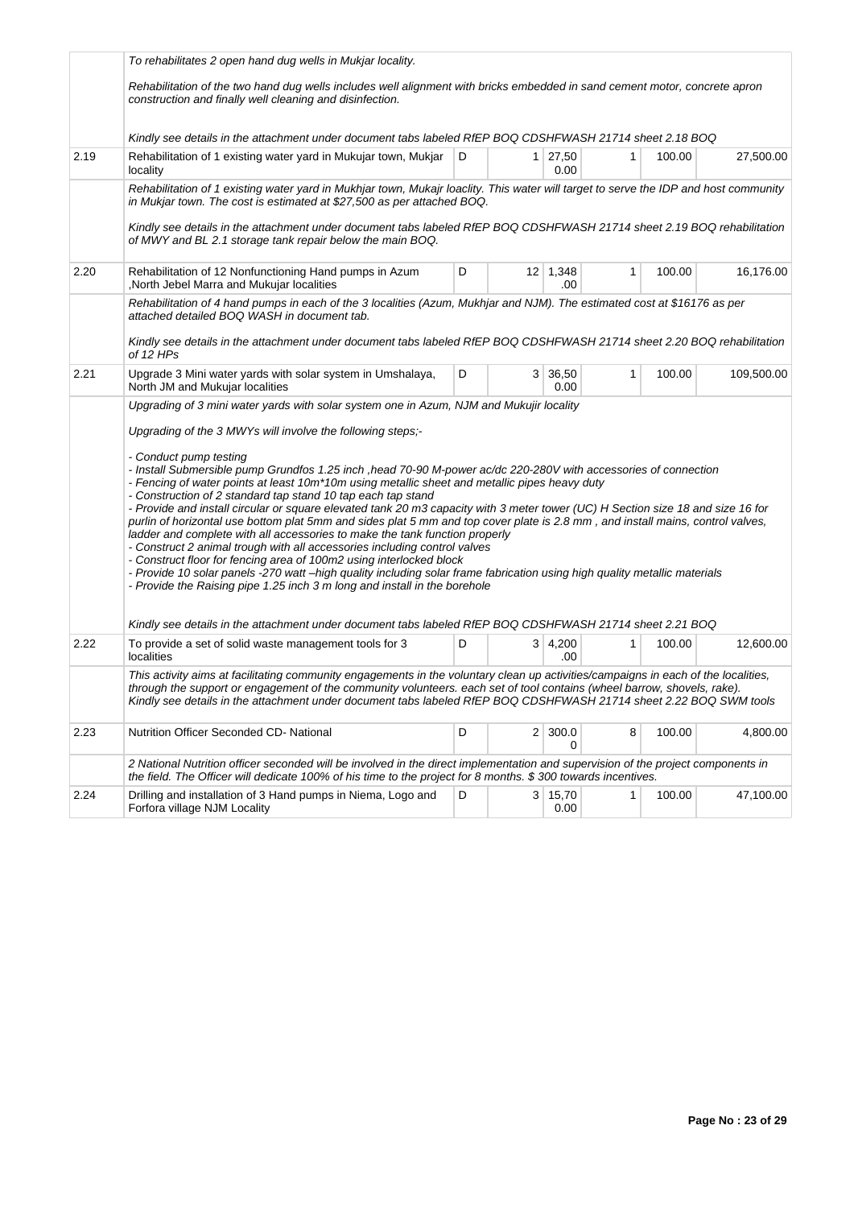| | | | | | | | |
|---|---|---|---|---|---|---|---|
| | *To rehabilitates 2 open hand dug wells in Mukjar locality.*<br><br>*Rehabilitation of the two hand dug wells includes well alignment with bricks embedded in sand cement motor, concrete apron construction and finally well cleaning and disinfection.*<br><br>*Kindly see details in the attachment under document tabs labeled RfEP BOQ CDSHFWASH 21714 sheet 2.18 BOQ* | | | | | | |
| 2.19 | Rehabilitation of 1 existing water yard in Mukujar town, Mukjar locality | D | 1 | 27,500.00 | 1 | 100.00 | 27,500.00 |
| | *Rehabilitation of 1 existing water yard in Mukhjar town, Mukajr loaclity. This water will target to serve the IDP and host community in Mukjar town. The cost is estimated at $27,500 as per attached BOQ.*<br><br>*Kindly see details in the attachment under document tabs labeled RfEP BOQ CDSHFWASH 21714 sheet 2.19 BOQ rehabilitation of MWY and BL 2.1 storage tank repair below the main BOQ.* | | | | | | |
| 2.20 | Rehabilitation of 12 Nonfunctioning Hand pumps in Azum ,North Jebel Marra and Mukujar localities | D | 12 | 1,348.00 | 1 | 100.00 | 16,176.00 |
| | *Rehabilitation of 4 hand pumps in each of the 3 localities (Azum, Mukhjar and NJM). The estimated cost at $16176 as per attached detailed BOQ WASH in document tab.*<br><br>*Kindly see details in the attachment under document tabs labeled RfEP BOQ CDSHFWASH 21714 sheet 2.20 BOQ rehabilitation of 12 HPs* | | | | | | |
| 2.21 | Upgrade 3 Mini water yards with solar system in Umshalaya, North JM and Mukujar localities | D | 3 | 36,500.00 | 1 | 100.00 | 109,500.00 |
| | *Upgrading of 3 mini water yards with solar system one in Azum, NJM and Mukujir locality*<br><br>*Upgrading of the 3 MWYs will involve the following steps;-*<br><br>*- Conduct pump testing*<br>*- Install Submersible pump Grundfos 1.25 inch ,head 70-90 M-power ac/dc 220-280V with accessories of connection*<br>*- Fencing of water points at least 10m*10m using metallic sheet and metallic pipes heavy duty*<br>*- Construction of 2 standard tap stand 10 tap each tap stand*<br>*- Provide and install circular or square elevated tank 20 m3 capacity with 3 meter tower (UC) H Section size 18 and size 16 for purlin of horizontal use bottom plat 5mm and sides plat 5 mm and top cover plate is 2.8 mm , and install mains, control valves, ladder and complete with all accessories to make the tank function properly*<br>*- Construct 2 animal trough with all accessories including control valves*<br>*- Construct floor for fencing area of 100m2 using interlocked block*<br>*- Provide 10 solar panels -270 watt –high quality including solar frame fabrication using high quality metallic materials*<br>*- Provide the Raising pipe 1.25 inch 3 m long and install in the borehole*<br><br>*Kindly see details in the attachment under document tabs labeled RfEP BOQ CDSHFWASH 21714 sheet 2.21 BOQ* | | | | | | |
| 2.22 | To provide a set of solid waste management tools for 3 localities | D | 3 | 4,200.00 | 1 | 100.00 | 12,600.00 |
| | *This activity aims at facilitating community engagements in the voluntary clean up activities/campaigns in each of the localities, through the support or engagement of the community volunteers. each set of tool contains (wheel barrow, shovels, rake).*<br>*Kindly see details in the attachment under document tabs labeled RfEP BOQ CDSHFWASH 21714 sheet 2.22 BOQ SWM tools* | | | | | | |
| 2.23 | Nutrition Officer Seconded CD- National | D | 2 | 300.00 | 8 | 100.00 | 4,800.00 |
| | *2 National Nutrition officer seconded will be involved in the direct implementation and supervision of the project components in the field. The Officer will dedicate 100% of his time to the project for 8 months. $ 300 towards incentives.* | | | | | | |
| 2.24 | Drilling and installation of 3 Hand pumps in Niema, Logo and Forfora village NJM Locality | D | 3 | 15,700.00 | 1 | 100.00 | 47,100.00 |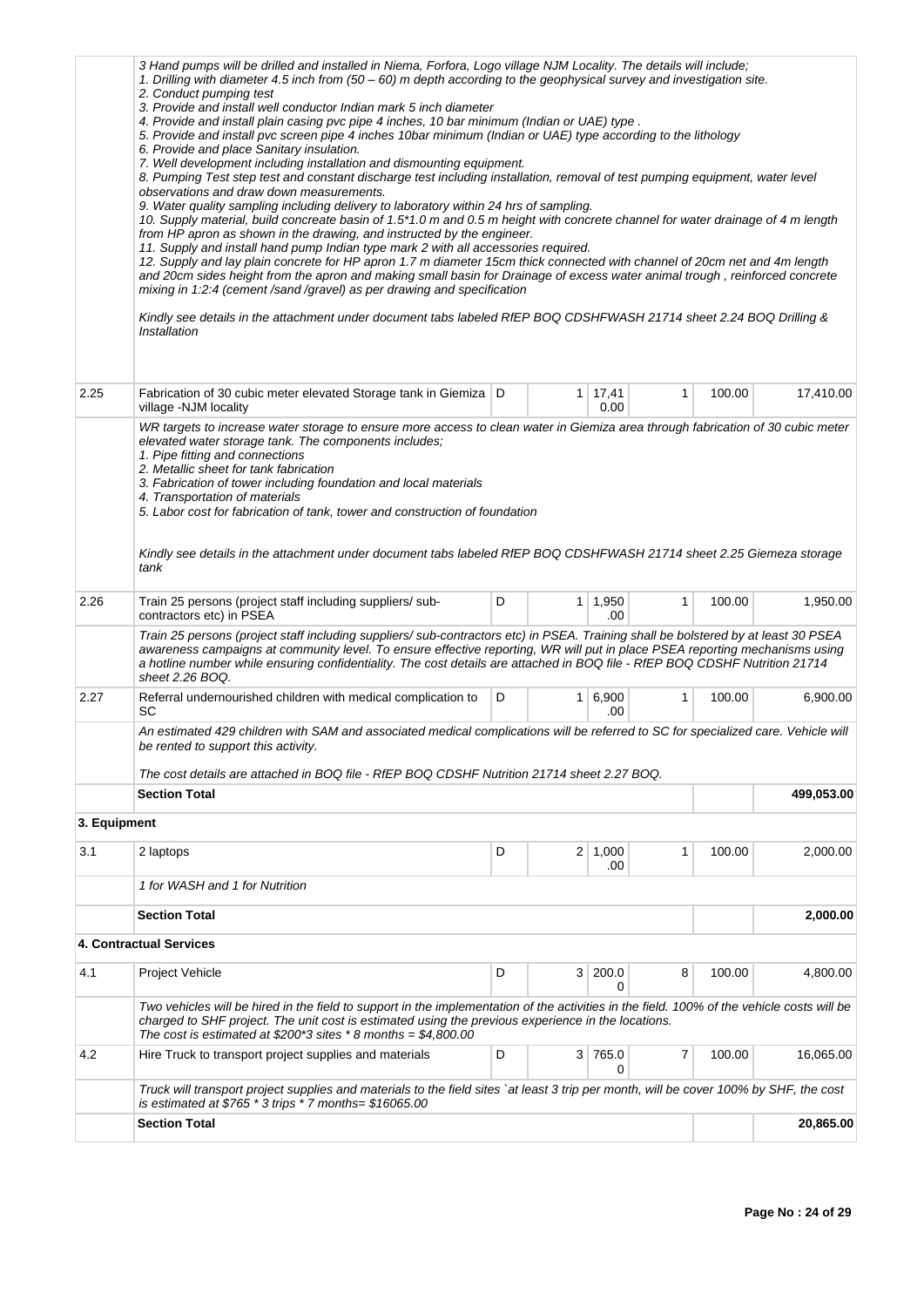| | | | | | | | |
|---|---|---|---|---|---|---|---|
| | *3 Hand pumps will be drilled and installed in Niema, Forfora, Logo village NJM Locality. The details will include;*<br>*1. Drilling with diameter 4.5 inch from (50 – 60) m depth according to the geophysical survey and investigation site.*<br>*2. Conduct pumping test*<br>*3. Provide and install well conductor Indian mark 5 inch diameter*<br>*4. Provide and install plain casing pvc pipe 4 inches, 10 bar minimum (Indian or UAE) type .*<br>*5. Provide and install pvc screen pipe 4 inches 10bar minimum (Indian or UAE) type according to the lithology*<br>*6. Provide and place Sanitary insulation.*<br>*7. Well development including installation and dismounting equipment.*<br>*8. Pumping Test step test and constant discharge test including installation, removal of test pumping equipment, water level observations and draw down measurements.*<br>*9. Water quality sampling including delivery to laboratory within 24 hrs of sampling.*<br>*10. Supply material, build concreate basin of 1.5*1.0 m and 0.5 m height with concrete channel for water drainage of 4 m length from HP apron as shown in the drawing, and instructed by the engineer.*<br>*11. Supply and install hand pump Indian type mark 2 with all accessories required.*<br>*12. Supply and lay plain concrete for HP apron 1.7 m diameter 15cm thick connected with channel of 20cm net and 4m length and 20cm sides height from the apron and making small basin for Drainage of excess water animal trough , reinforced concrete mixing in 1:2:4 (cement /sand /gravel) as per drawing and specification*<br><br>*Kindly see details in the attachment under document tabs labeled RfEP BOQ CDSHFWASH 21714 sheet 2.24 BOQ Drilling & Installation* | | | | | | |
| 2.25 | Fabrication of 30 cubic meter elevated Storage tank in Giemiza village -NJM locality | D | 1 | 17,410.00 | 1 | 100.00 | 17,410.00 |
| | *WR targets to increase water storage to ensure more access to clean water in Giemiza area through fabrication of 30 cubic meter elevated water storage tank. The components includes;*<br>*1. Pipe fitting and connections*<br>*2. Metallic sheet for tank fabrication*<br>*3. Fabrication of tower including foundation and local materials*<br>*4. Transportation of materials*<br>*5. Labor cost for fabrication of tank, tower and construction of foundation*<br><br>*Kindly see details in the attachment under document tabs labeled RfEP BOQ CDSHFWASH 21714 sheet 2.25 Giemeza storage tank* | | | | | | |
| 2.26 | Train 25 persons (project staff including suppliers/ sub-contractors etc) in PSEA | D | 1 | 1,950.00 | 1 | 100.00 | 1,950.00 |
| | *Train 25 persons (project staff including suppliers/ sub-contractors etc) in PSEA. Training shall be bolstered by at least 30 PSEA awareness campaigns at community level. To ensure effective reporting, WR will put in place PSEA reporting mechanisms using a hotline number while ensuring confidentiality. The cost details are attached in BOQ file - RfEP BOQ CDSHF Nutrition 21714 sheet 2.26 BOQ.* | | | | | | |
| 2.27 | Referral undernourished children with medical complication to SC | D | 1 | 6,900.00 | 1 | 100.00 | 6,900.00 |
| | *An estimated 429 children with SAM and associated medical complications will be referred to SC for specialized care. Vehicle will be rented to support this activity.*<br><br>*The cost details are attached in BOQ file - RfEP BOQ CDSHF Nutrition 21714 sheet 2.27 BOQ.* | | | | | | |
| | **Section Total** | | | | | | **499,053.00** |
| **3. Equipment** | | | | | | | |
| 3.1 | 2 laptops | D | 2 | 1,000.00 | 1 | 100.00 | 2,000.00 |
| | *1 for WASH and 1 for Nutrition* | | | | | | |
| | **Section Total** | | | | | | **2,000.00** |
| **4. Contractual Services** | | | | | | | |
| 4.1 | Project Vehicle | D | 3 | 200.00 | 8 | 100.00 | 4,800.00 |
| | *Two vehicles will be hired in the field to support in the implementation of the activities in the field. 100% of the vehicle costs will be charged to SHF project. The unit cost is estimated using the previous experience in the locations.*<br>*The cost is estimated at $200*3 sites * 8 months = $4,800.00* | | | | | | |
| 4.2 | Hire Truck to transport project supplies and materials | D | 3 | 765.00 | 7 | 100.00 | 16,065.00 |
| | *Truck will transport project supplies and materials to the field sites `at least 3 trip per month, will be cover 100% by SHF, the cost is estimated at $765 * 3 trips * 7 months= $16065.00* | | | | | | |
| | **Section Total** | | | | | | **20,865.00** |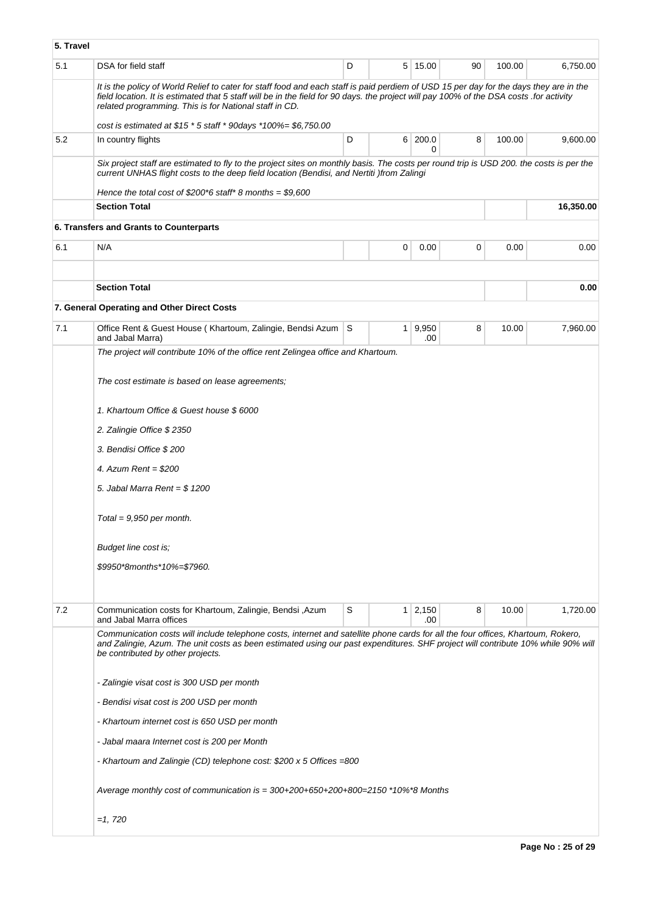| 5. Travel | | | | | | | |
|---|---|---|---|---|---|---|---|
| 5.1 | DSA for field staff | D | 5 | 15.00 | 90 | 100.00 | 6,750.00 |
| | *It is the policy of World Relief to cater for staff food and each staff is paid perdiem of USD 15 per day for the days they are in the field location. It is estimated that 5 staff will be in the field for 90 days. the project will pay 100% of the DSA costs .for activity related programming. This is for National staff in CD.*<br><br>*cost is estimated at $15 * 5 staff * 90days *100%= $6,750.00* | | | | | | |
| 5.2 | In country flights | D | 6 | 200.00 | 8 | 100.00 | 9,600.00 |
| | *Six project staff are estimated to fly to the project sites on monthly basis. The costs per round trip is USD 200. the costs is per the current UNHAS flight costs to the deep field location (Bendisi, and Nertiti )from Zalingi*<br><br>*Hence the total cost of $200*6 staff* 8 months = $9,600* | | | | | | |
| | **Section Total** | | | | | | **16,350.00** |
| | **6. Transfers and Grants to Counterparts** | | | | | | |
| 6.1 | N/A | | 0 | 0.00 | 0 | 0.00 | 0.00 |
| | | | | | | | |
| | **Section Total** | | | | | | **0.00** |
| | **7. General Operating and Other Direct Costs** | | | | | | |
| 7.1 | Office Rent & Guest House ( Khartoum, Zalingie, Bendsi Azum and Jabal Marra) | S | 1 | 9,950.00 | 8 | 10.00 | 7,960.00 |
| | *The project will contribute 10% of the office rent Zelingea office and Khartoum.*<br><br>*The cost estimate is based on lease agreements;*<br><br>*1. Khartoum Office & Guest house $ 6000*<br><br>*2. Zalingie Office $ 2350*<br><br>*3. Bendisi Office $ 200*<br><br>*4. Azum Rent = $200*<br><br>*5. Jabal Marra Rent = $ 1200*<br><br>*Total = 9,950 per month.*<br><br>*Budget line cost is;*<br><br>*$9950*8months*10%=$7960.* | | | | | | |
| 7.2 | Communication costs for Khartoum, Zalingie, Bendsi ,Azum and Jabal Marra offices | S | 1 | 2,150.00 | 8 | 10.00 | 1,720.00 |
| | *Communication costs will include telephone costs, internet and satellite phone cards for all the four offices, Khartoum, Rokero, and Zalingie, Azum. The unit costs as been estimated using our past expenditures. SHF project will contribute 10% while 90% will be contributed by other projects.*<br><br>*- Zalingie visat cost is 300 USD per month*<br><br>*- Bendisi visat cost is 200 USD per month*<br><br>*- Khartoum internet cost is 650 USD per month*<br><br>*- Jabal maara Internet cost is 200 per Month*<br><br>*- Khartoum and Zalingie (CD) telephone cost: $200 x 5 Offices =800*<br><br>*Average monthly cost of communication is = 300+200+650+200+800=2150 *10%*8 Months*<br><br>*=1, 720* | | | | | | |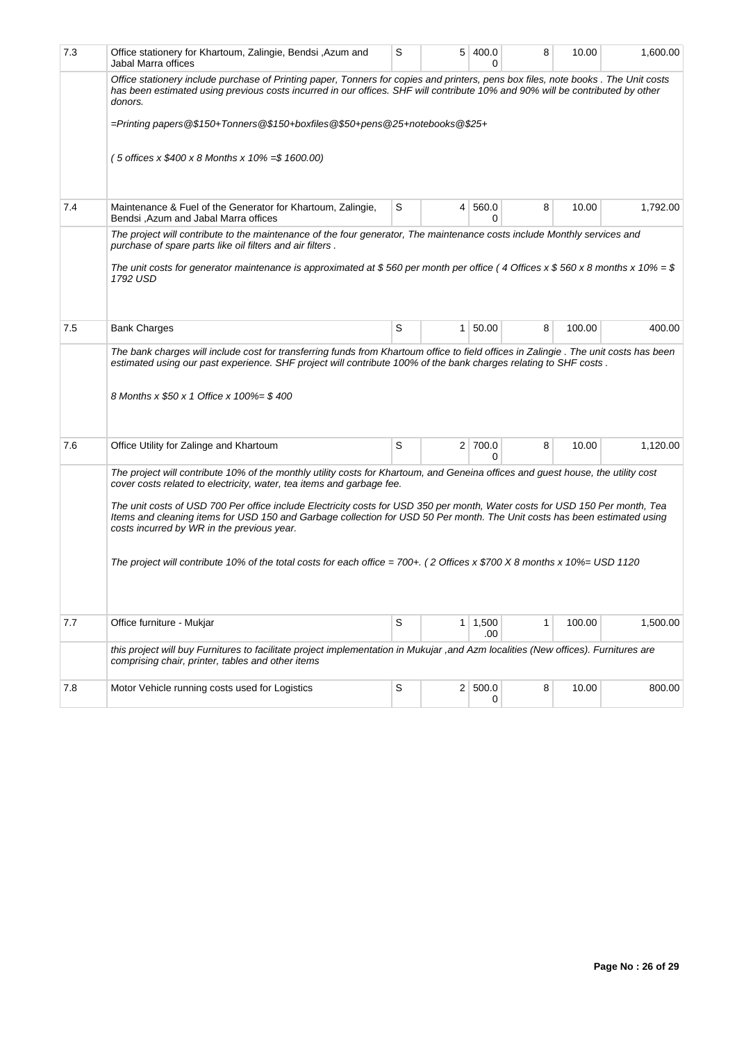| | | | | | | | |
|---|---|---|---|---|---|---|---|
| 7.3 | Office stationery for Khartoum, Zalingie, Bendsi ,Azum and Jabal Marra offices | S | 5 | 400.00 | 8 | 10.00 | 1,600.00 |
| | *Office stationery include purchase of Printing paper, Tonners for copies and printers, pens box files, note books . The Unit costs has been estimated using previous costs incurred in our offices. SHF will contribute 10% and 90% will be contributed by other donors.*<br><br>*=Printing papers@$150+Tonners@$150+boxfiles@$50+pens@25+notebooks@$25+*<br><br>*( 5 offices x $400 x 8 Months x 10% =$ 1600.00)* | | | | | | |
| 7.4 | Maintenance & Fuel of the Generator for Khartoum, Zalingie, Bendsi ,Azum and Jabal Marra offices | S | 4 | 560.00 | 8 | 10.00 | 1,792.00 |
| | *The project will contribute to the maintenance of the four generator, The maintenance costs include Monthly services and purchase of spare parts like oil filters and air filters .*<br><br>*The unit costs for generator maintenance is approximated at $ 560 per month per office ( 4 Offices x $ 560 x 8 months x 10% = $ 1792 USD* | | | | | | |
| 7.5 | Bank Charges | S | 1 | 50.00 | 8 | 100.00 | 400.00 |
| | *The bank charges will include cost for transferring funds from Khartoum office to field offices in Zalingie . The unit costs has been estimated using our past experience. SHF project will contribute 100% of the bank charges relating to SHF costs .*<br><br>*8 Months x $50 x 1 Office x 100%= $ 400* | | | | | | |
| 7.6 | Office Utility for Zalinge and Khartoum | S | 2 | 700.00 | 8 | 10.00 | 1,120.00 |
| | *The project will contribute 10% of the monthly utility costs for Khartoum, and Geneina offices and guest house, the utility cost cover costs related to electricity, water, tea items and garbage fee.*<br><br>*The unit costs of USD 700 Per office include Electricity costs for USD 350 per month, Water costs for USD 150 Per month, Tea Items and cleaning items for USD 150 and Garbage collection for USD 50 Per month. The Unit costs has been estimated using costs incurred by WR in the previous year.*<br><br>*The project will contribute 10% of the total costs for each office = 700+. ( 2 Offices x $700 X 8 months x 10%= USD 1120* | | | | | | |
| 7.7 | Office furniture - Mukjar | S | 1 | 1,500.00 | 1 | 100.00 | 1,500.00 |
| | *this project will buy Furnitures to facilitate project implementation in Mukujar ,and Azm localities (New offices). Furnitures are comprising chair, printer, tables and other items* | | | | | | |
| 7.8 | Motor Vehicle running costs used for Logistics | S | 2 | 500.00 | 8 | 10.00 | 800.00 |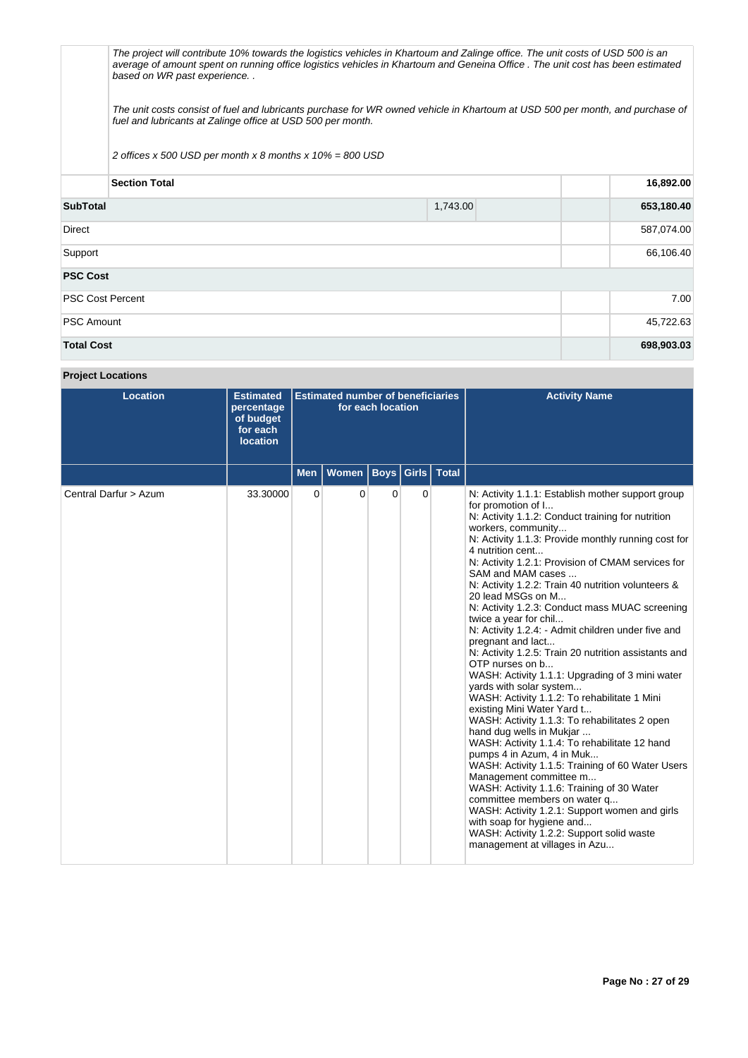| | |
|---|---|
| | *The project will contribute 10% towards the logistics vehicles in Khartoum and Zalinge office. The unit costs of USD 500 is an average of amount spent on running office logistics vehicles in Khartoum and Geneina Office . The unit cost has been estimated based on WR past experience. .*<br><br>*The unit costs consist of fuel and lubricants purchase for WR owned vehicle in Khartoum at USD 500 per month, and purchase of fuel and lubricants at Zalinge office at USD 500 per month.*<br><br>*2 offices x 500 USD per month x 8 months x 10% = 800 USD* |

| | | | | |
|---|---|---|---|---|
| **Section Total** | | | | **16,892.00** |
| **SubTotal** | 1,743.00 | | | **653,180.40** |
| Direct | | | | 587,074.00 |
| Support | | | | 66,106.40 |
| **PSC Cost** | | | | |
| PSC Cost Percent | | | | 7.00 |
| PSC Amount | | | | 45,722.63 |
| **Total Cost** | | | | **698,903.03** |

**Project Locations**

| Location | Estimated percentage of budget for each location | Estimated number of beneficiaries for each location | | | | | Activity Name |
|---|---|---|---|---|---|---|---|
| | | Men | Women | Boys | Girls | Total | |
| Central Darfur > Azum | 33.30000 | 0 | 0 | 0 | 0 | | N: Activity 1.1.1: Establish mother support group for promotion of I...<br>N: Activity 1.1.2: Conduct training for nutrition workers, community...<br>N: Activity 1.1.3: Provide monthly running cost for 4 nutrition cent...<br>N: Activity 1.2.1: Provision of CMAM services for SAM and MAM cases ...<br>N: Activity 1.2.2: Train 40 nutrition volunteers & 20 lead MSGs on M...<br>N: Activity 1.2.3: Conduct mass MUAC screening twice a year for chil...<br>N: Activity 1.2.4: - Admit children under five and pregnant and lact...<br>N: Activity 1.2.5: Train 20 nutrition assistants and OTP nurses on b...<br>WASH: Activity 1.1.1: Upgrading of 3 mini water yards with solar system...<br>WASH: Activity 1.1.2: To rehabilitate 1 Mini existing Mini Water Yard t...<br>WASH: Activity 1.1.3: To rehabilitates 2 open hand dug wells in Mukjar ...<br>WASH: Activity 1.1.4: To rehabilitate 12 hand pumps 4 in Azum, 4 in Muk...<br>WASH: Activity 1.1.5: Training of 60 Water Users Management committee m...<br>WASH: Activity 1.1.6: Training of 30 Water committee members on water q...<br>WASH: Activity 1.2.1: Support women and girls with soap for hygiene and...<br>WASH: Activity 1.2.2: Support solid waste management at villages in Azu... |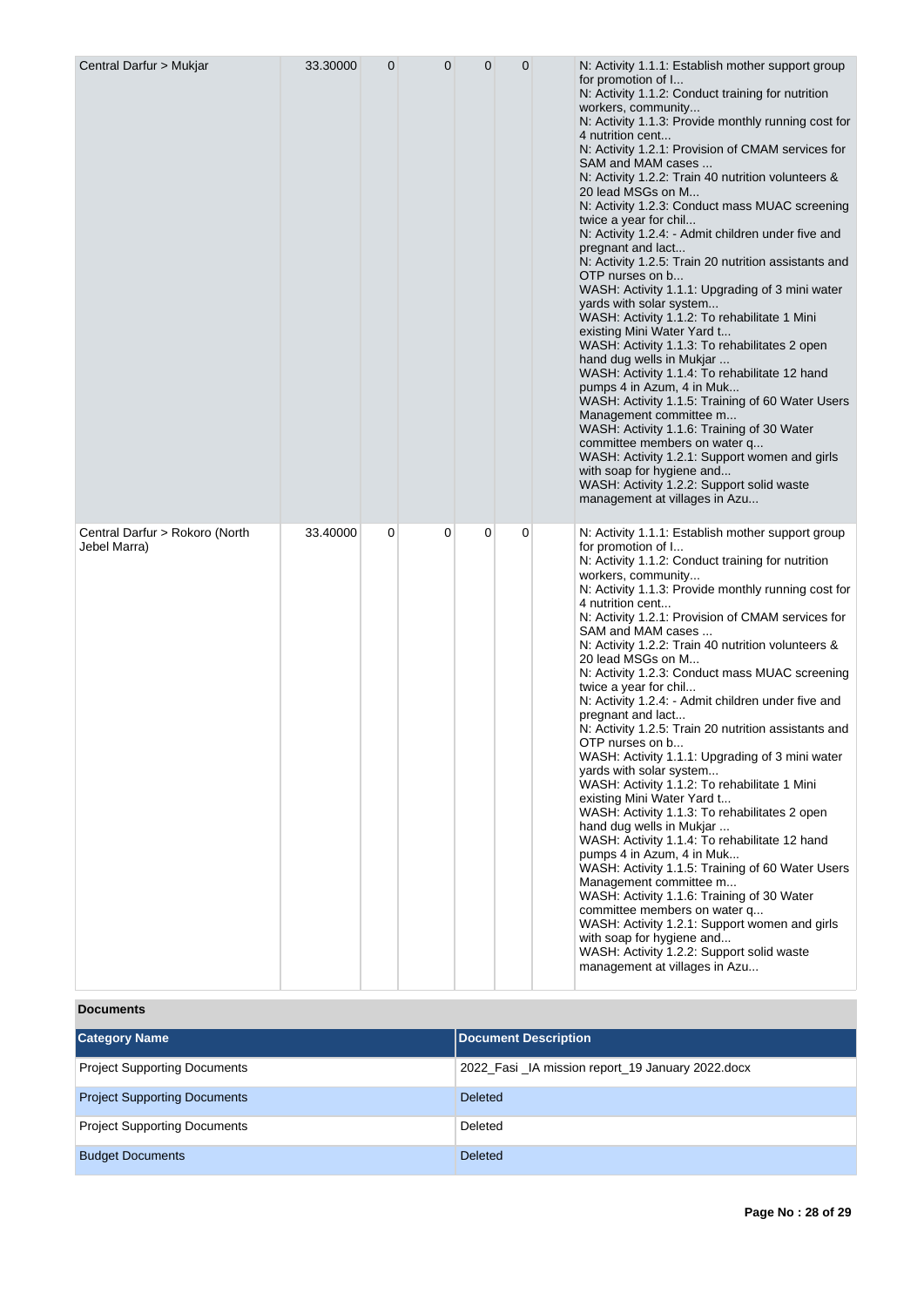| Central Darfur > Mukjar | 33.30000 | 0 | 0 | 0 | 0 | | N: Activity 1.1.1: Establish mother support group for promotion of I...<br>N: Activity 1.1.2: Conduct training for nutrition workers, community...<br>N: Activity 1.1.3: Provide monthly running cost for 4 nutrition cent...<br>N: Activity 1.2.1: Provision of CMAM services for SAM and MAM cases ...<br>N: Activity 1.2.2: Train 40 nutrition volunteers & 20 lead MSGs on M...<br>N: Activity 1.2.3: Conduct mass MUAC screening twice a year for chil...<br>N: Activity 1.2.4: - Admit children under five and pregnant and lact...<br>N: Activity 1.2.5: Train 20 nutrition assistants and OTP nurses on b...<br>WASH: Activity 1.1.1: Upgrading of 3 mini water yards with solar system...<br>WASH: Activity 1.1.2: To rehabilitate 1 Mini existing Mini Water Yard t...<br>WASH: Activity 1.1.3: To rehabilitates 2 open hand dug wells in Mukjar ...<br>WASH: Activity 1.1.4: To rehabilitate 12 hand pumps 4 in Azum, 4 in Muk...<br>WASH: Activity 1.1.5: Training of 60 Water Users Management committee m...<br>WASH: Activity 1.1.6: Training of 30 Water committee members on water q...<br>WASH: Activity 1.2.1: Support women and girls with soap for hygiene and...<br>WASH: Activity 1.2.2: Support solid waste management at villages in Azu... |
|---|---|---|---|---|---|---|---|
| Central Darfur > Rokoro (North Jebel Marra) | 33.40000 | 0 | 0 | 0 | 0 | | N: Activity 1.1.1: Establish mother support group for promotion of I...<br>N: Activity 1.1.2: Conduct training for nutrition workers, community...<br>N: Activity 1.1.3: Provide monthly running cost for 4 nutrition cent...<br>N: Activity 1.2.1: Provision of CMAM services for SAM and MAM cases ...<br>N: Activity 1.2.2: Train 40 nutrition volunteers & 20 lead MSGs on M...<br>N: Activity 1.2.3: Conduct mass MUAC screening twice a year for chil...<br>N: Activity 1.2.4: - Admit children under five and pregnant and lact...<br>N: Activity 1.2.5: Train 20 nutrition assistants and OTP nurses on b...<br>WASH: Activity 1.1.1: Upgrading of 3 mini water yards with solar system...<br>WASH: Activity 1.1.2: To rehabilitate 1 Mini existing Mini Water Yard t...<br>WASH: Activity 1.1.3: To rehabilitates 2 open hand dug wells in Mukjar ...<br>WASH: Activity 1.1.4: To rehabilitate 12 hand pumps 4 in Azum, 4 in Muk...<br>WASH: Activity 1.1.5: Training of 60 Water Users Management committee m...<br>WASH: Activity 1.1.6: Training of 30 Water committee members on water q...<br>WASH: Activity 1.2.1: Support women and girls with soap for hygiene and...<br>WASH: Activity 1.2.2: Support solid waste management at villages in Azu... |

**Documents**

| Category Name | Document Description |
|---|---|
| Project Supporting Documents | 2022_Fasi _IA mission report_19 January 2022.docx |
| Project Supporting Documents | Deleted |
| Project Supporting Documents | Deleted |
| Budget Documents | Deleted |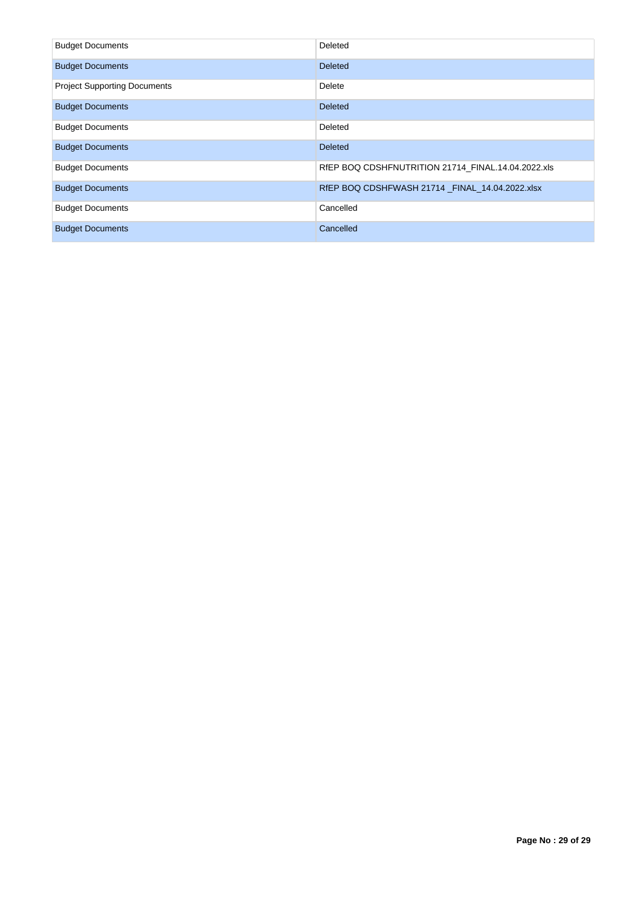| | |
|---|---|
| Budget Documents | Deleted |
| Budget Documents | Deleted |
| Project Supporting Documents | Delete |
| Budget Documents | Deleted |
| Budget Documents | Deleted |
| Budget Documents | Deleted |
| Budget Documents | RfEP BOQ CDSHFNUTRITION 21714_FINAL.14.04.2022.xls |
| Budget Documents | RfEP BOQ CDSHFWASH 21714 _FINAL_14.04.2022.xlsx |
| Budget Documents | Cancelled |
| Budget Documents | Cancelled |